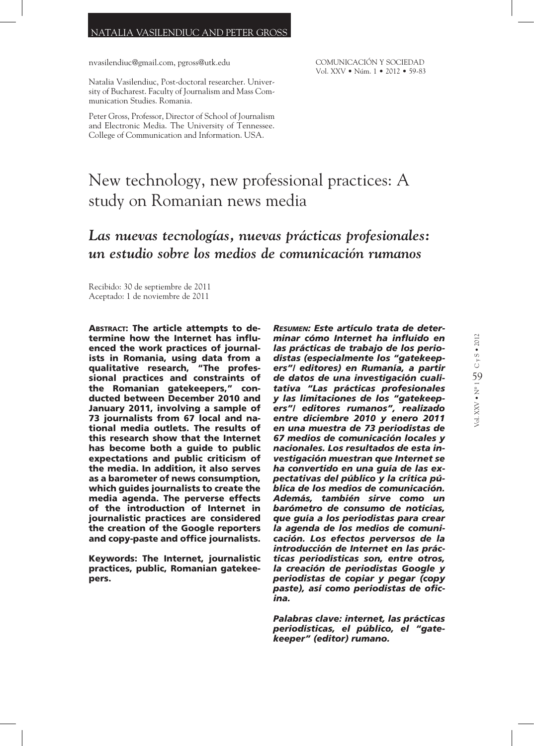NATALIA VASILENDIUC AND PETER GROSS

nvasilendiuc@gmail.com, pgross@utk.edu

Natalia Vasilendiuc, Post-doctoral researcher. University of Bucharest. Faculty of Journalism and Mass Communication Studies. Romania.

Peter Gross, Professor, Director of School of Journalism and Electronic Media. The University of Tennessee. College of Communication and Information. USA.

# New technology, new professional practices: A study on Romanian news media

## *Las nuevas tecnologías, nuevas prácticas profesionales: un estudio sobre los medios de comunicación rumanos*

Recibido: 30 de septiembre de 2011
Aceptado: 1 de noviembre de 2011

**ABSTRACT: The article attempts to determine how the Internet has influenced the work practices of journalists in Romania, using data from a qualitative research, "The professional practices and constraints of the Romanian gatekeepers," conducted between December 2010 and January 2011, involving a sample of 73 journalists from 67 local and national media outlets. The results of this research show that the Internet has become both a guide to public expectations and public criticism of the media. In addition, it also serves as a barometer of news consumption, which guides journalists to create the media agenda. The perverse effects of the introduction of Internet in journalistic practices are considered the creation of the Google reporters and copy-paste and office journalists.**

**Keywords: The Internet, journalistic practices, public, Romanian gatekeepers.**

***RESUMEN: Este artículo trata de determinar cómo Internet ha influido en las prácticas de trabajo de los periodistas (especialmente los "gatekeepers"/ editores) en Rumanía, a partir de datos de una investigación cualitativa "Las prácticas profesionales y las limitaciones de los "gatekeepers"/ editores rumanos", realizado entre diciembre 2010 y enero 2011 en una muestra de 73 periodistas de 67 medios de comunicación locales y nacionales. Los resultados de esta investigación muestran que Internet se ha convertido en una guía de las expectativas del público y la crítica pública de los medios de comunicación. Además, también sirve como un barómetro de consumo de noticias, que guía a los periodistas para crear la agenda de los medios de comunicación. Los efectos perversos de la introducción de Internet en las prácticas periodísticas son, entre otros, la creación de periodistas Google y periodistas de copiar y pegar (copy paste), así como periodistas de oficina.***

***Palabras clave: internet, las prácticas periodísticas, el público, el "gatekeeper" (editor) rumano.***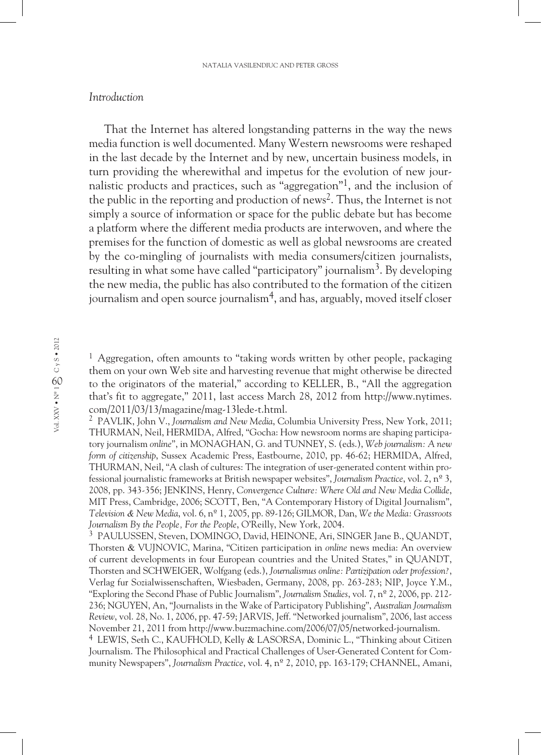## *Introduction*

That the Internet has altered longstanding patterns in the way the news media function is well documented. Many Western newsrooms were reshaped in the last decade by the Internet and by new, uncertain business models, in turn providing the wherewithal and impetus for the evolution of new journalistic products and practices, such as "aggregation"[1], and the inclusion of the public in the reporting and production of news[2]. Thus, the Internet is not simply a source of information or space for the public debate but has become a platform where the different media products are interwoven, and where the premises for the function of domestic as well as global newsrooms are created by the co-mingling of journalists with media consumers/citizen journalists, resulting in what some have called "participatory" journalism[3]. By developing the new media, the public has also contributed to the formation of the citizen journalism and open source journalism[4], and has, arguably, moved itself closer

---

[1] Aggregation, often amounts to "taking words written by other people, packaging them on your own Web site and harvesting revenue that might otherwise be directed to the originators of the material," according to KELLER, B., "All the aggregation that's fit to aggregate," 2011, last access March 28, 2012 from http://www.nytimes.com/2011/03/13/magazine/mag-13lede-t.html.

[2] PAVLIK, John V., *Journalism and New Media*, Columbia University Press, New York, 2011; THURMAN, Neil, HERMIDA, Alfred, "Gocha: How newsroom norms are shaping participatory journalism *online*", in MONAGHAN, G. and TUNNEY, S. (eds.), *Web journalism: A new form of citizenship*, Sussex Academic Press, Eastbourne, 2010, pp. 46-62; HERMIDA, Alfred, THURMAN, Neil, "A clash of cultures: The integration of user-generated content within professional journalistic frameworks at British newspaper websites", *Journalism Practice*, vol. 2, nº 3, 2008, pp. 343-356; JENKINS, Henry, *Convergence Culture: Where Old and New Media Collide*, MIT Press, Cambridge, 2006; SCOTT, Ben, "A Contemporary History of Digital Journalism", *Television & New Media*, vol. 6, nº 1, 2005, pp. 89-126; GILMOR, Dan, *We the Media: Grassroots Journalism By the People, For the People*, O'Reilly, New York, 2004.

[3] PAULUSSEN, Steven, DOMINGO, David, HEINONE, Ari, SINGER Jane B., QUANDT, Thorsten & VUJNOVIC, Marina, "Citizen participation in *online* news media: An overview of current developments in four European countries and the United States," in QUANDT, Thorsten and SCHWEIGER, Wolfgang (eds.), *Journalismus online: Partizipation oder profession?*, Verlag fur Sozialwissenschaften, Wiesbaden, Germany, 2008, pp. 263-283; NIP, Joyce Y.M., "Exploring the Second Phase of Public Journalism", *Journalism Studies*, vol. 7, nº 2, 2006, pp. 212-236; NGUYEN, An, "Journalists in the Wake of Participatory Publishing", *Australian Journalism Review*, vol. 28, No. 1, 2006, pp. 47-59; JARVIS, Jeff. "Networked journalism", 2006, last access November 21, 2011 from http://www.buzzmachine.com/2006/07/05/networked-journalism.

[4] LEWIS, Seth C., KAUFHOLD, Kelly & LASORSA, Dominic L., "Thinking about Citizen Journalism. The Philosophical and Practical Challenges of User-Generated Content for Community Newspapers", *Journalism Practice*, vol. 4, nº 2, 2010, pp. 163-179; CHANNEL, Amani,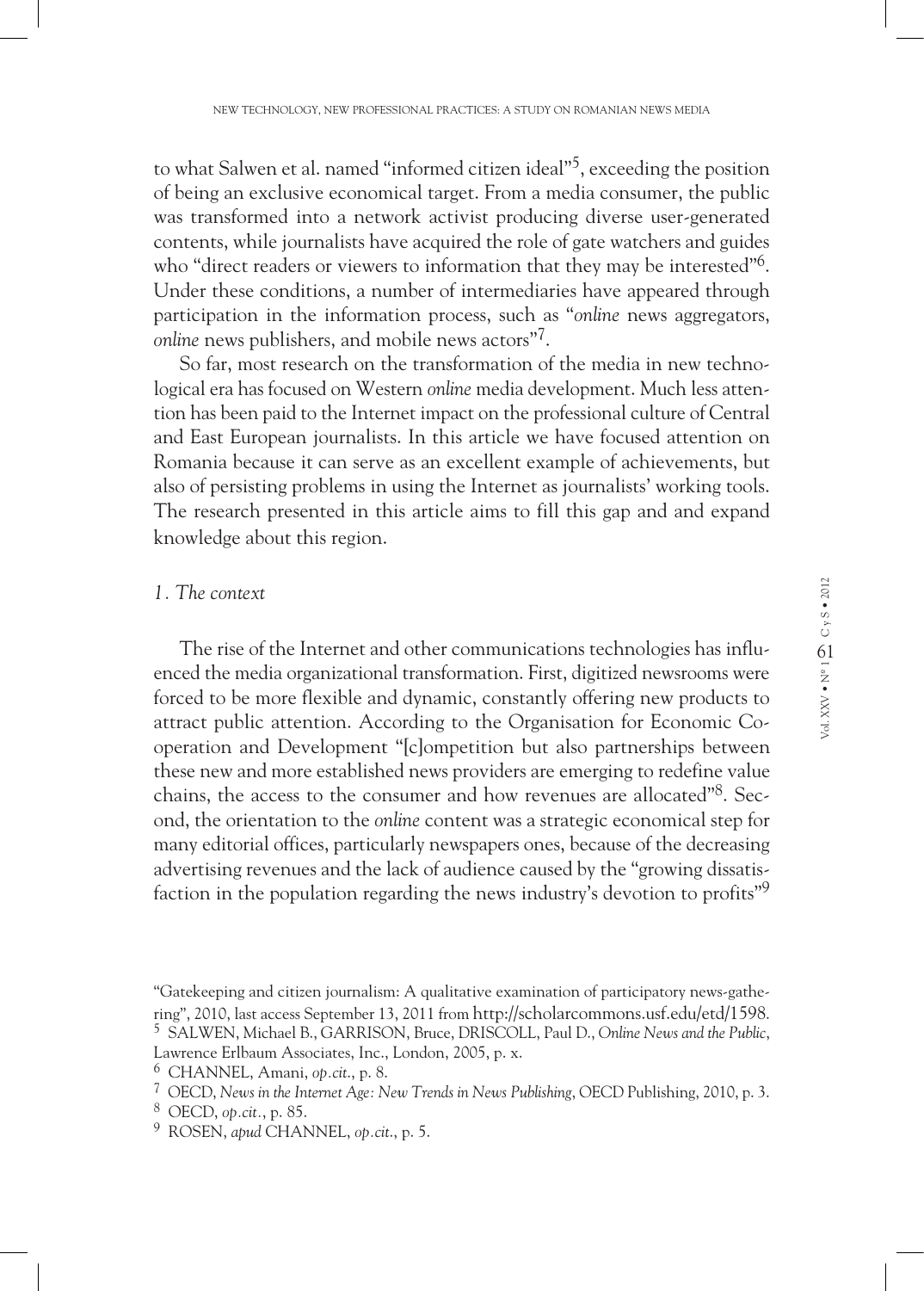to what Salwen et al. named "informed citizen ideal"[5], exceeding the position of being an exclusive economical target. From a media consumer, the public was transformed into a network activist producing diverse user-generated contents, while journalists have acquired the role of gate watchers and guides who "direct readers or viewers to information that they may be interested"[6]. Under these conditions, a number of intermediaries have appeared through participation in the information process, such as "*online* news aggregators, *online* news publishers, and mobile news actors"[7].

So far, most research on the transformation of the media in new technological era has focused on Western *online* media development. Much less attention has been paid to the Internet impact on the professional culture of Central and East European journalists. In this article we have focused attention on Romania because it can serve as an excellent example of achievements, but also of persisting problems in using the Internet as journalists' working tools. The research presented in this article aims to fill this gap and and expand knowledge about this region.

## *1. The context*

The rise of the Internet and other communications technologies has influenced the media organizational transformation. First, digitized newsrooms were forced to be more flexible and dynamic, constantly offering new products to attract public attention. According to the Organisation for Economic Co-operation and Development "[c]ompetition but also partnerships between these new and more established news providers are emerging to redefine value chains, the access to the consumer and how revenues are allocated"[8]. Second, the orientation to the *online* content was a strategic economical step for many editorial offices, particularly newspapers ones, because of the decreasing advertising revenues and the lack of audience caused by the "growing dissatisfaction in the population regarding the news industry's devotion to profits"[9]

---

"Gatekeeping and citizen journalism: A qualitative examination of participatory news-gathering", 2010, last access September 13, 2011 from http://scholarcommons.usf.edu/etd/1598.

[5] SALWEN, Michael B., GARRISON, Bruce, DRISCOLL, Paul D., *Online News and the Public*, Lawrence Erlbaum Associates, Inc., London, 2005, p. x.

[6] CHANNEL, Amani, *op.cit.*, p. 8.

[7] OECD, *News in the Internet Age: New Trends in News Publishing*, OECD Publishing, 2010, p. 3.

[8] OECD, *op.cit.*, p. 85.

[9] ROSEN, *apud* CHANNEL, *op.cit.*, p. 5.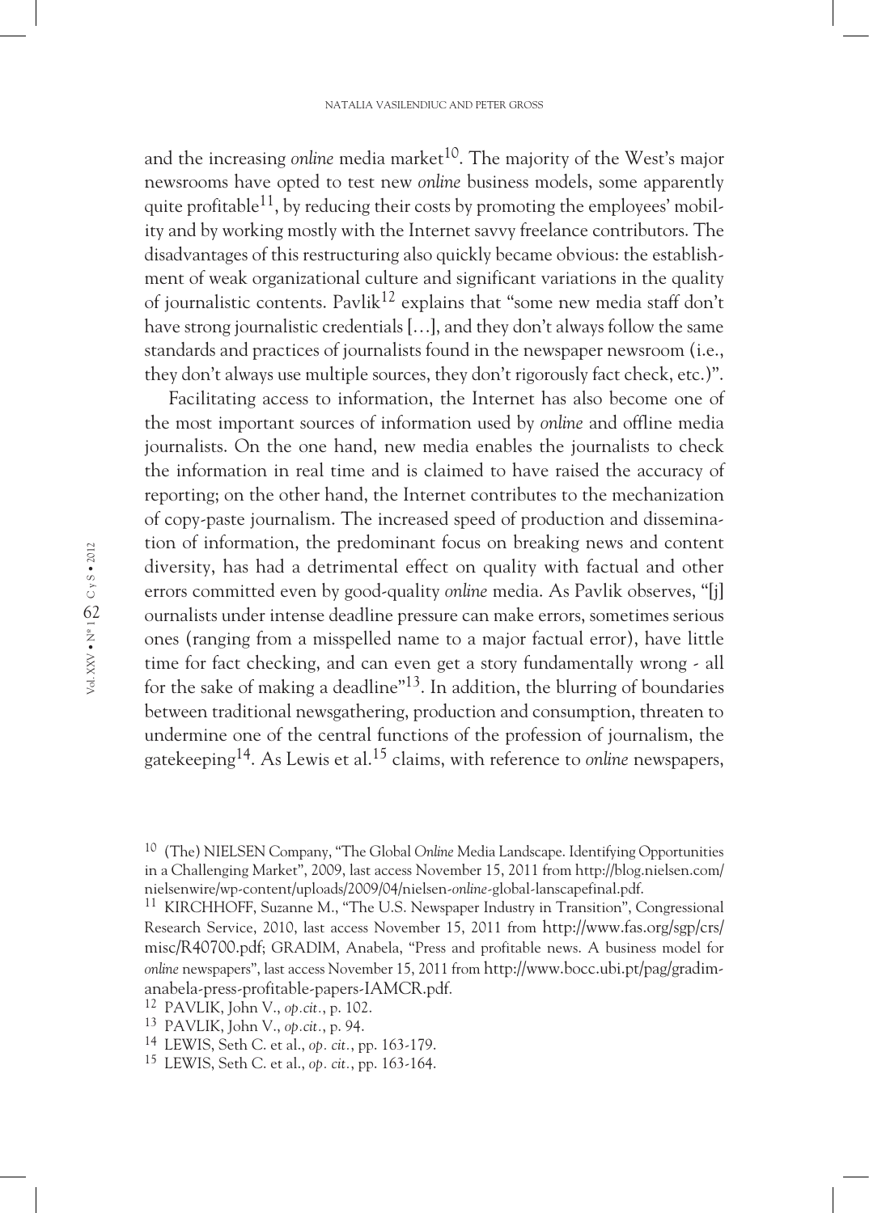and the increasing *online* media market[10]. The majority of the West's major newsrooms have opted to test new *online* business models, some apparently quite profitable[11], by reducing their costs by promoting the employees' mobility and by working mostly with the Internet savvy freelance contributors. The disadvantages of this restructuring also quickly became obvious: the establishment of weak organizational culture and significant variations in the quality of journalistic contents. Pavlik[12] explains that "some new media staff don't have strong journalistic credentials […], and they don't always follow the same standards and practices of journalists found in the newspaper newsroom (i.e., they don't always use multiple sources, they don't rigorously fact check, etc.)".

Facilitating access to information, the Internet has also become one of the most important sources of information used by *online* and offline media journalists. On the one hand, new media enables the journalists to check the information in real time and is claimed to have raised the accuracy of reporting; on the other hand, the Internet contributes to the mechanization of copy-paste journalism. The increased speed of production and dissemination of information, the predominant focus on breaking news and content diversity, has had a detrimental effect on quality with factual and other errors committed even by good-quality *online* media. As Pavlik observes, "[j]ournalists under intense deadline pressure can make errors, sometimes serious ones (ranging from a misspelled name to a major factual error), have little time for fact checking, and can even get a story fundamentally wrong - all for the sake of making a deadline"[13]. In addition, the blurring of boundaries between traditional newsgathering, production and consumption, threaten to undermine one of the central functions of the profession of journalism, the gatekeeping[14]. As Lewis et al.[15] claims, with reference to *online* newspapers,

---

[10] (The) NIELSEN Company, "The Global *Online* Media Landscape. Identifying Opportunities in a Challenging Market", 2009, last access November 15, 2011 from http://blog.nielsen.com/nielsenwire/wp-content/uploads/2009/04/nielsen-*online*-global-lanscapefinal.pdf.

[11] KIRCHHOFF, Suzanne M., "The U.S. Newspaper Industry in Transition", Congressional Research Service, 2010, last access November 15, 2011 from http://www.fas.org/sgp/crs/misc/R40700.pdf; GRADIM, Anabela, "Press and profitable news. A business model for *online* newspapers", last access November 15, 2011 from http://www.bocc.ubi.pt/pag/gradim-anabela-press-profitable-papers-IAMCR.pdf.

[12] PAVLIK, John V., *op.cit*., p. 102.

[13] PAVLIK, John V., *op.cit*., p. 94.

[14] LEWIS, Seth C. et al., *op. cit.*, pp. 163-179.

[15] LEWIS, Seth C. et al., *op. cit.*, pp. 163-164.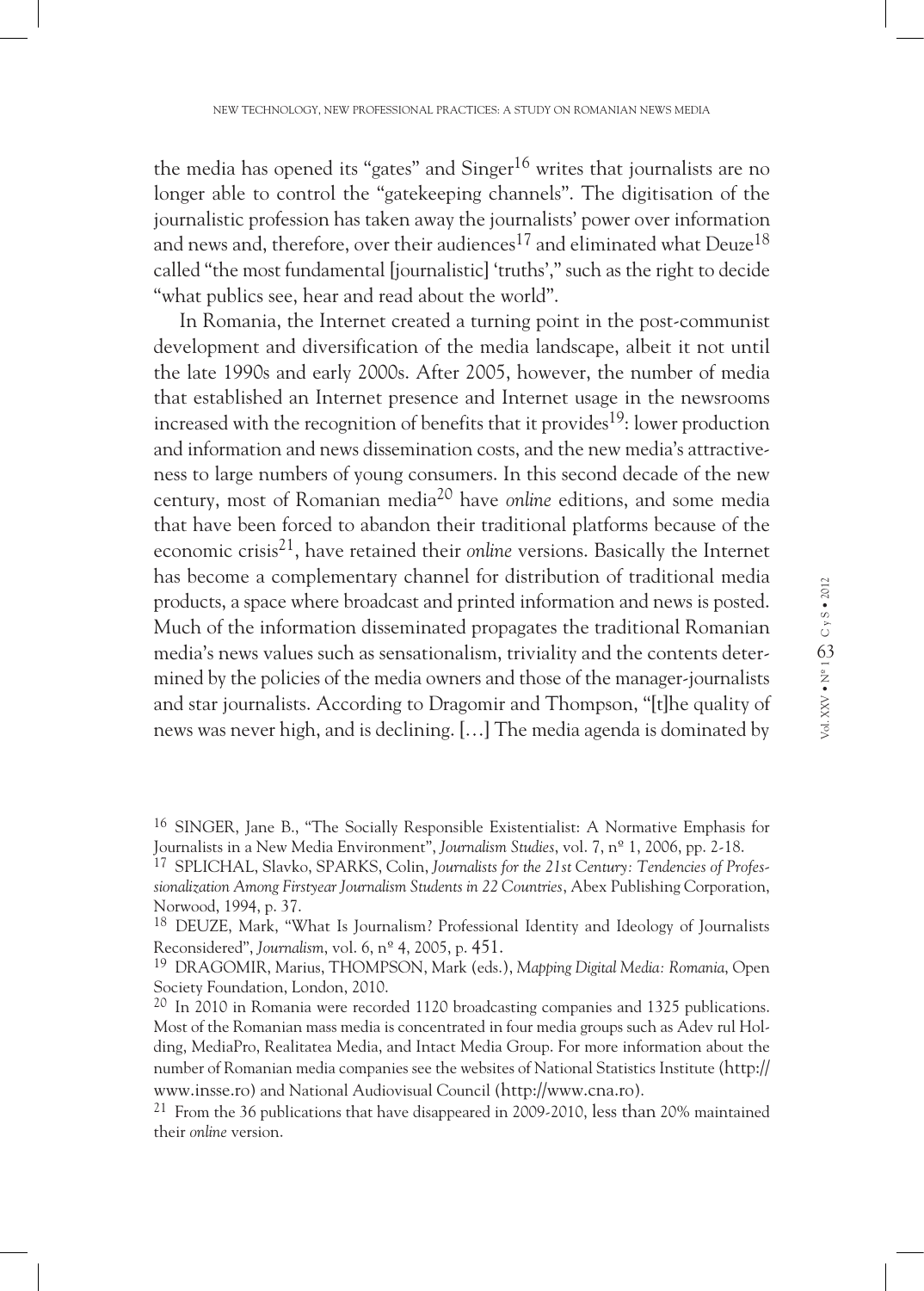the media has opened its "gates" and Singer[16] writes that journalists are no longer able to control the "gatekeeping channels". The digitisation of the journalistic profession has taken away the journalists' power over information and news and, therefore, over their audiences[17] and eliminated what Deuze[18] called "the most fundamental [journalistic] 'truths'," such as the right to decide "what publics see, hear and read about the world".

In Romania, the Internet created a turning point in the post-communist development and diversification of the media landscape, albeit it not until the late 1990s and early 2000s. After 2005, however, the number of media that established an Internet presence and Internet usage in the newsrooms increased with the recognition of benefits that it provides[19]: lower production and information and news dissemination costs, and the new media's attractiveness to large numbers of young consumers. In this second decade of the new century, most of Romanian media[20] have *online* editions, and some media that have been forced to abandon their traditional platforms because of the economic crisis[21], have retained their *online* versions. Basically the Internet has become a complementary channel for distribution of traditional media products, a space where broadcast and printed information and news is posted. Much of the information disseminated propagates the traditional Romanian media's news values such as sensationalism, triviality and the contents determined by the policies of the media owners and those of the manager-journalists and star journalists. According to Dragomir and Thompson, "[t]he quality of news was never high, and is declining. […] The media agenda is dominated by

---

[16] SINGER, Jane B., "The Socially Responsible Existentialist: A Normative Emphasis for Journalists in a New Media Environment", *Journalism Studies*, vol. 7, nº 1, 2006, pp. 2-18.

[17] SPLICHAL, Slavko, SPARKS, Colin, *Journalists for the 21st Century: Tendencies of Professionalization Among Firstyear Journalism Students in 22 Countries*, Abex Publishing Corporation, Norwood, 1994, p. 37.

[18] DEUZE, Mark, "What Is Journalism? Professional Identity and Ideology of Journalists Reconsidered", *Journalism*, vol. 6, nº 4, 2005, p. 451.

[19] DRAGOMIR, Marius, THOMPSON, Mark (eds.), *Mapping Digital Media: Romania*, Open Society Foundation, London, 2010.

[20] In 2010 in Romania were recorded 1120 broadcasting companies and 1325 publications. Most of the Romanian mass media is concentrated in four media groups such as Adev rul Holding, MediaPro, Realitatea Media, and Intact Media Group. For more information about the number of Romanian media companies see the websites of National Statistics Institute (http://www.insse.ro) and National Audiovisual Council (http://www.cna.ro).

[21] From the 36 publications that have disappeared in 2009-2010, less than 20% maintained their *online* version.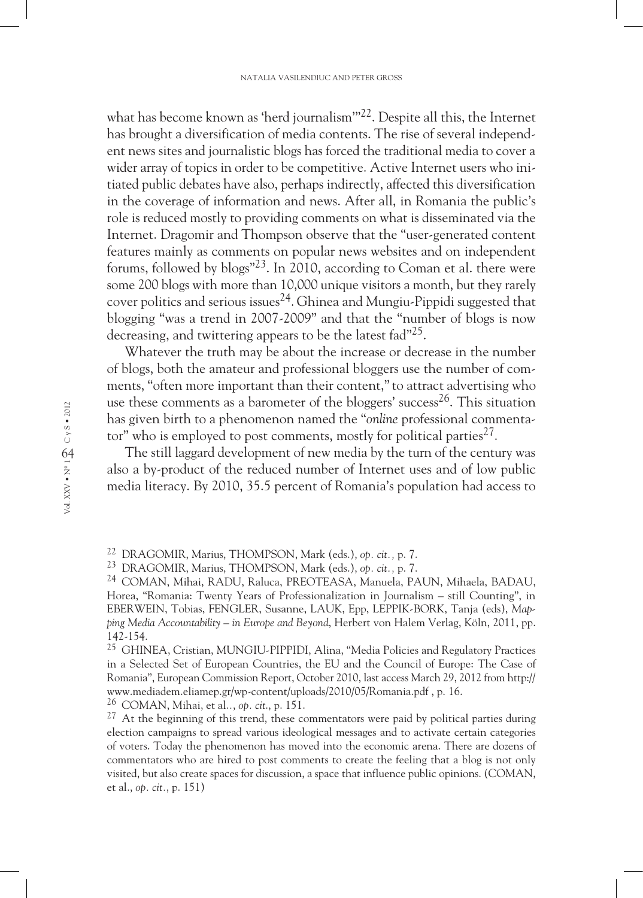what has become known as 'herd journalism'"[22]. Despite all this, the Internet has brought a diversification of media contents. The rise of several independent news sites and journalistic blogs has forced the traditional media to cover a wider array of topics in order to be competitive. Active Internet users who initiated public debates have also, perhaps indirectly, affected this diversification in the coverage of information and news. After all, in Romania the public's role is reduced mostly to providing comments on what is disseminated via the Internet. Dragomir and Thompson observe that the "user-generated content features mainly as comments on popular news websites and on independent forums, followed by blogs"[23]. In 2010, according to Coman et al. there were some 200 blogs with more than 10,000 unique visitors a month, but they rarely cover politics and serious issues[24]. Ghinea and Mungiu-Pippidi suggested that blogging "was a trend in 2007-2009" and that the "number of blogs is now decreasing, and twittering appears to be the latest fad"[25].

Whatever the truth may be about the increase or decrease in the number of blogs, both the amateur and professional bloggers use the number of comments, "often more important than their content," to attract advertising who use these comments as a barometer of the bloggers' success[26]. This situation has given birth to a phenomenon named the "*online* professional commentator" who is employed to post comments, mostly for political parties[27].

The still laggard development of new media by the turn of the century was also a by-product of the reduced number of Internet uses and of low public media literacy. By 2010, 35.5 percent of Romania's population had access to

---

[22] DRAGOMIR, Marius, THOMPSON, Mark (eds.), *op. cit.*, p. 7.

[23] DRAGOMIR, Marius, THOMPSON, Mark (eds.), *op. cit.*, p. 7.

[24] COMAN, Mihai, RADU, Raluca, PREOTEASA, Manuela, PAUN, Mihaela, BADAU, Horea, "Romania: Twenty Years of Professionalization in Journalism – still Counting", in EBERWEIN, Tobias, FENGLER, Susanne, LAUK, Epp, LEPPIK-BORK, Tanja (eds), *Mapping Media Accountability – in Europe and Beyond*, Herbert von Halem Verlag, Köln, 2011, pp. 142-154.

[25] GHINEA, Cristian, MUNGIU-PIPPIDI, Alina, "Media Policies and Regulatory Practices in a Selected Set of European Countries, the EU and the Council of Europe: The Case of Romania", European Commission Report, October 2010, last access March 29, 2012 from http://www.mediadem.eliamep.gr/wp-content/uploads/2010/05/Romania.pdf , p. 16.

[26] COMAN, Mihai, et al.., *op. cit.*, p. 151.

[27] At the beginning of this trend, these commentators were paid by political parties during election campaigns to spread various ideological messages and to activate certain categories of voters. Today the phenomenon has moved into the economic arena. There are dozens of commentators who are hired to post comments to create the feeling that a blog is not only visited, but also create spaces for discussion, a space that influence public opinions. (COMAN, et al., *op. cit.*, p. 151)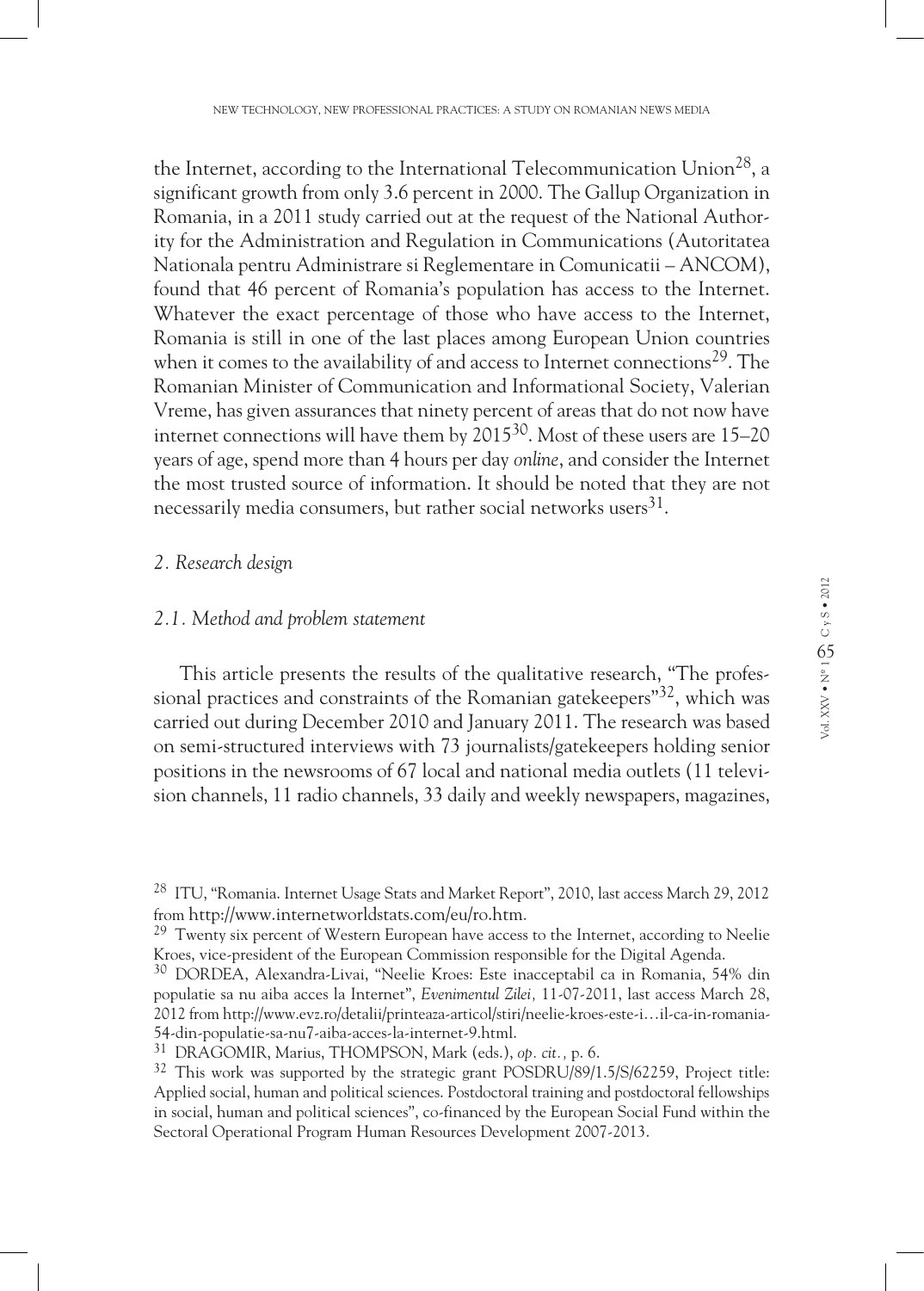the Internet, according to the International Telecommunication Union[28], a significant growth from only 3.6 percent in 2000. The Gallup Organization in Romania, in a 2011 study carried out at the request of the National Authority for the Administration and Regulation in Communications (Autoritatea Nationala pentru Administrare si Reglementare in Comunicatii – ANCOM), found that 46 percent of Romania's population has access to the Internet. Whatever the exact percentage of those who have access to the Internet, Romania is still in one of the last places among European Union countries when it comes to the availability of and access to Internet connections[29]. The Romanian Minister of Communication and Informational Society, Valerian Vreme, has given assurances that ninety percent of areas that do not now have internet connections will have them by 2015[30]. Most of these users are 15–20 years of age, spend more than 4 hours per day *online*, and consider the Internet the most trusted source of information. It should be noted that they are not necessarily media consumers, but rather social networks users[31].

## *2. Research design*

### *2.1. Method and problem statement*

This article presents the results of the qualitative research, "The professional practices and constraints of the Romanian gatekeepers"[32], which was carried out during December 2010 and January 2011. The research was based on semi-structured interviews with 73 journalists/gatekeepers holding senior positions in the newsrooms of 67 local and national media outlets (11 television channels, 11 radio channels, 33 daily and weekly newspapers, magazines,

---

[28] ITU, "Romania. Internet Usage Stats and Market Report", 2010, last access March 29, 2012 from http://www.internetworldstats.com/eu/ro.htm.

[29] Twenty six percent of Western European have access to the Internet, according to Neelie Kroes, vice-president of the European Commission responsible for the Digital Agenda.

[30] DORDEA, Alexandra-Livai, "Neelie Kroes: Este inacceptabil ca in Romania, 54% din populatie sa nu aiba acces la Internet", *Evenimentul Zilei,* 11-07-2011, last access March 28, 2012 from http://www.evz.ro/detalii/printeaza-articol/stiri/neelie-kroes-este-i…il-ca-in-romania-54-din-populatie-sa-nu7-aiba-acces-la-internet-9.html.

[31] DRAGOMIR, Marius, THOMPSON, Mark (eds.), *op. cit.,* p. 6.

[32] This work was supported by the strategic grant POSDRU/89/1.5/S/62259, Project title: Applied social, human and political sciences. Postdoctoral training and postdoctoral fellowships in social, human and political sciences", co-financed by the European Social Fund within the Sectoral Operational Program Human Resources Development 2007-2013.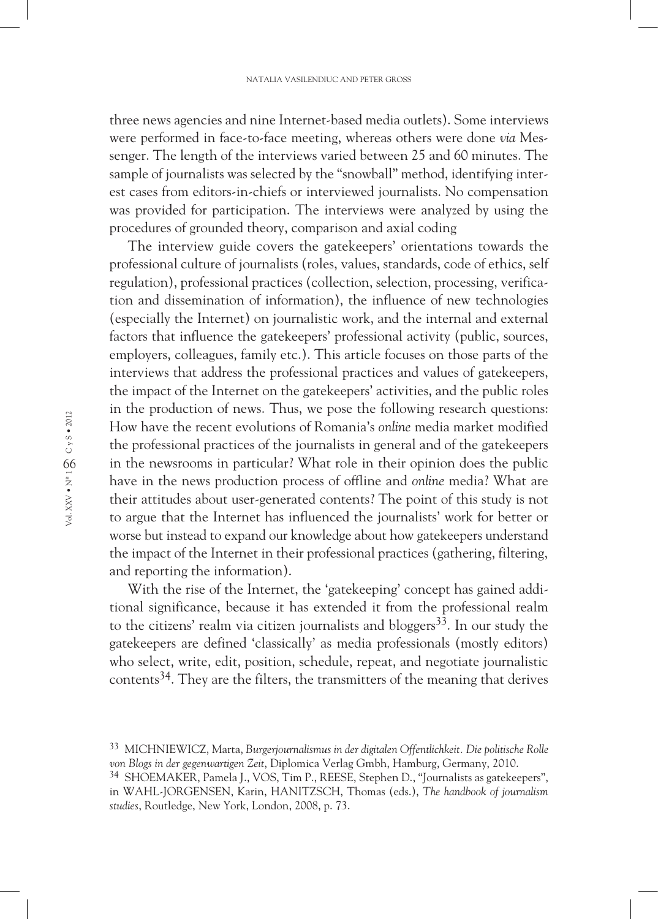three news agencies and nine Internet-based media outlets). Some interviews were performed in face-to-face meeting, whereas others were done *via* Messenger. The length of the interviews varied between 25 and 60 minutes. The sample of journalists was selected by the "snowball" method, identifying interest cases from editors-in-chiefs or interviewed journalists. No compensation was provided for participation. The interviews were analyzed by using the procedures of grounded theory, comparison and axial coding

The interview guide covers the gatekeepers' orientations towards the professional culture of journalists (roles, values, standards, code of ethics, self regulation), professional practices (collection, selection, processing, verification and dissemination of information), the influence of new technologies (especially the Internet) on journalistic work, and the internal and external factors that influence the gatekeepers' professional activity (public, sources, employers, colleagues, family etc.). This article focuses on those parts of the interviews that address the professional practices and values of gatekeepers, the impact of the Internet on the gatekeepers' activities, and the public roles in the production of news. Thus, we pose the following research questions: How have the recent evolutions of Romania's *online* media market modified the professional practices of the journalists in general and of the gatekeepers in the newsrooms in particular? What role in their opinion does the public have in the news production process of offline and *online* media? What are their attitudes about user-generated contents? The point of this study is not to argue that the Internet has influenced the journalists' work for better or worse but instead to expand our knowledge about how gatekeepers understand the impact of the Internet in their professional practices (gathering, filtering, and reporting the information).

With the rise of the Internet, the 'gatekeeping' concept has gained additional significance, because it has extended it from the professional realm to the citizens' realm via citizen journalists and bloggers[33]. In our study the gatekeepers are defined 'classically' as media professionals (mostly editors) who select, write, edit, position, schedule, repeat, and negotiate journalistic contents[34]. They are the filters, the transmitters of the meaning that derives

---

[33] MICHNIEWICZ, Marta, *Burgerjournalismus in der digitalen Offentlichkeit. Die politische Rolle von Blogs in der gegenwartigen Zeit*, Diplomica Verlag Gmbh, Hamburg, Germany, 2010.

[34] SHOEMAKER, Pamela J., VOS, Tim P., REESE, Stephen D., "Journalists as gatekeepers", in WAHL-JORGENSEN, Karin, HANITZSCH, Thomas (eds.), *The handbook of journalism studies*, Routledge, New York, London, 2008, p. 73.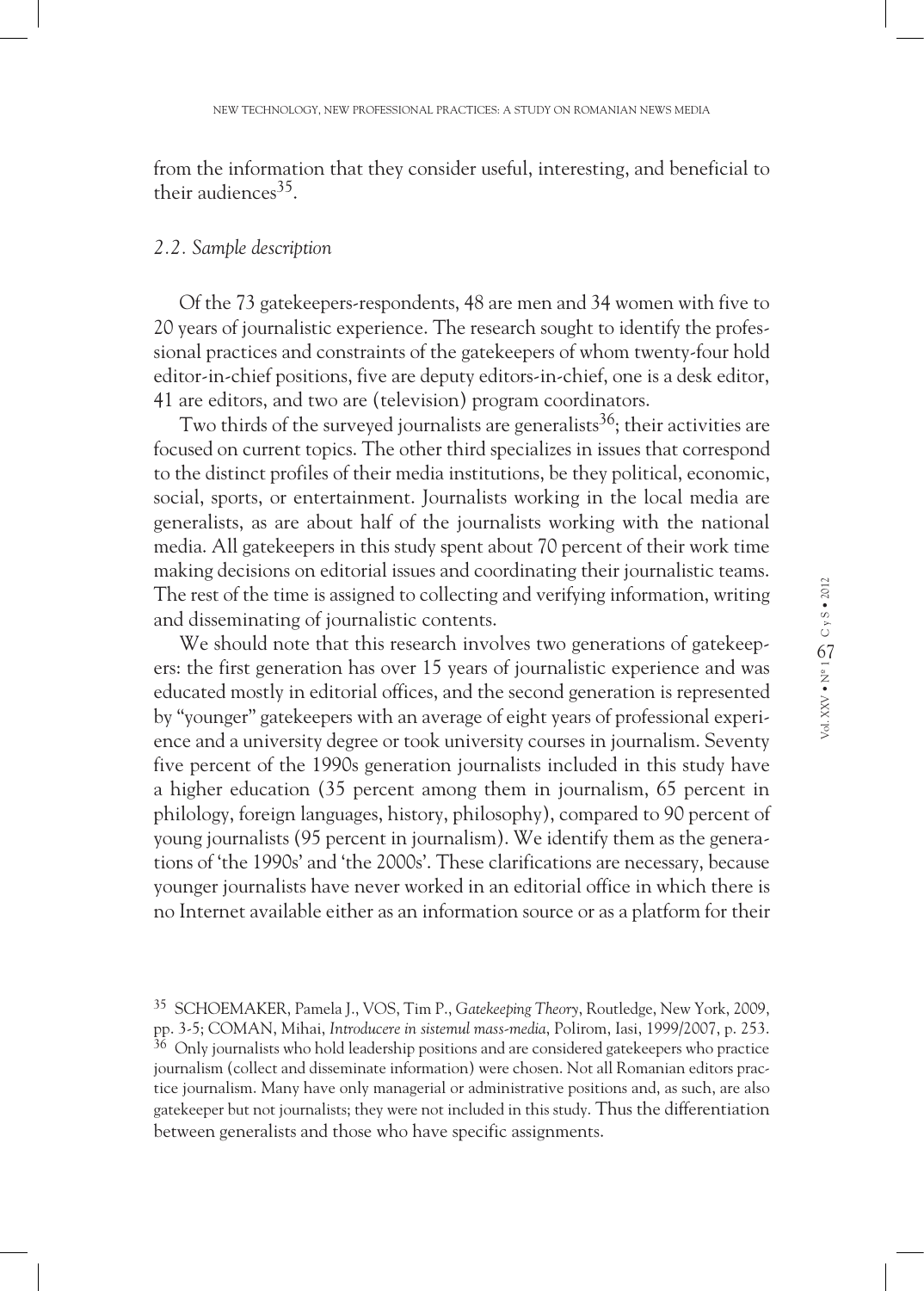from the information that they consider useful, interesting, and beneficial to their audiences[35].

### *2.2. Sample description*

Of the 73 gatekeepers-respondents, 48 are men and 34 women with five to 20 years of journalistic experience. The research sought to identify the professional practices and constraints of the gatekeepers of whom twenty-four hold editor-in-chief positions, five are deputy editors-in-chief, one is a desk editor, 41 are editors, and two are (television) program coordinators.

Two thirds of the surveyed journalists are generalists[36]; their activities are focused on current topics. The other third specializes in issues that correspond to the distinct profiles of their media institutions, be they political, economic, social, sports, or entertainment. Journalists working in the local media are generalists, as are about half of the journalists working with the national media. All gatekeepers in this study spent about 70 percent of their work time making decisions on editorial issues and coordinating their journalistic teams. The rest of the time is assigned to collecting and verifying information, writing and disseminating of journalistic contents.

We should note that this research involves two generations of gatekeepers: the first generation has over 15 years of journalistic experience and was educated mostly in editorial offices, and the second generation is represented by "younger" gatekeepers with an average of eight years of professional experience and a university degree or took university courses in journalism. Seventy five percent of the 1990s generation journalists included in this study have a higher education (35 percent among them in journalism, 65 percent in philology, foreign languages, history, philosophy), compared to 90 percent of young journalists (95 percent in journalism). We identify them as the generations of 'the 1990s' and 'the 2000s'. These clarifications are necessary, because younger journalists have never worked in an editorial office in which there is no Internet available either as an information source or as a platform for their

---

35 SCHOEMAKER, Pamela J., VOS, Tim P., *Gatekeeping Theory*, Routledge, New York, 2009, pp. 3-5; COMAN, Mihai, *Introducere in sistemul mass-media*, Polirom, Iasi, 1999/2007, p. 253.

36 Only journalists who hold leadership positions and are considered gatekeepers who practice journalism (collect and disseminate information) were chosen. Not all Romanian editors practice journalism. Many have only managerial or administrative positions and, as such, are also gatekeeper but not journalists; they were not included in this study. Thus the differentiation between generalists and those who have specific assignments.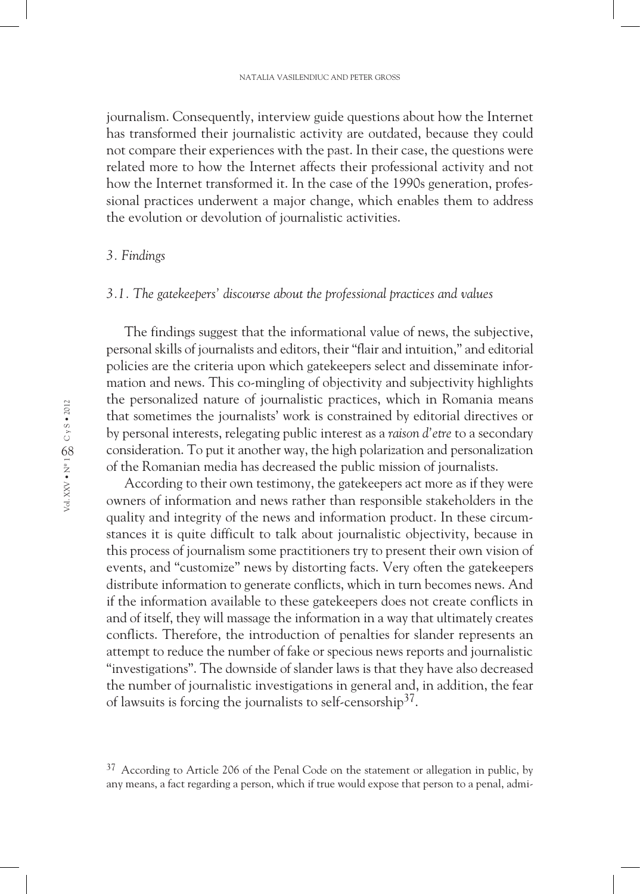journalism. Consequently, interview guide questions about how the Internet has transformed their journalistic activity are outdated, because they could not compare their experiences with the past. In their case, the questions were related more to how the Internet affects their professional activity and not how the Internet transformed it. In the case of the 1990s generation, professional practices underwent a major change, which enables them to address the evolution or devolution of journalistic activities.

## *3. Findings*

### *3.1. The gatekeepers' discourse about the professional practices and values*

The findings suggest that the informational value of news, the subjective, personal skills of journalists and editors, their "flair and intuition," and editorial policies are the criteria upon which gatekeepers select and disseminate information and news. This co-mingling of objectivity and subjectivity highlights the personalized nature of journalistic practices, which in Romania means that sometimes the journalists' work is constrained by editorial directives or by personal interests, relegating public interest as a *raison d'etre* to a secondary consideration. To put it another way, the high polarization and personalization of the Romanian media has decreased the public mission of journalists.

According to their own testimony, the gatekeepers act more as if they were owners of information and news rather than responsible stakeholders in the quality and integrity of the news and information product. In these circumstances it is quite difficult to talk about journalistic objectivity, because in this process of journalism some practitioners try to present their own vision of events, and "customize" news by distorting facts. Very often the gatekeepers distribute information to generate conflicts, which in turn becomes news. And if the information available to these gatekeepers does not create conflicts in and of itself, they will massage the information in a way that ultimately creates conflicts. Therefore, the introduction of penalties for slander represents an attempt to reduce the number of fake or specious news reports and journalistic "investigations". The downside of slander laws is that they have also decreased the number of journalistic investigations in general and, in addition, the fear of lawsuits is forcing the journalists to self-censorship[37].

[37] According to Article 206 of the Penal Code on the statement or allegation in public, by any means, a fact regarding a person, which if true would expose that person to a penal, admi-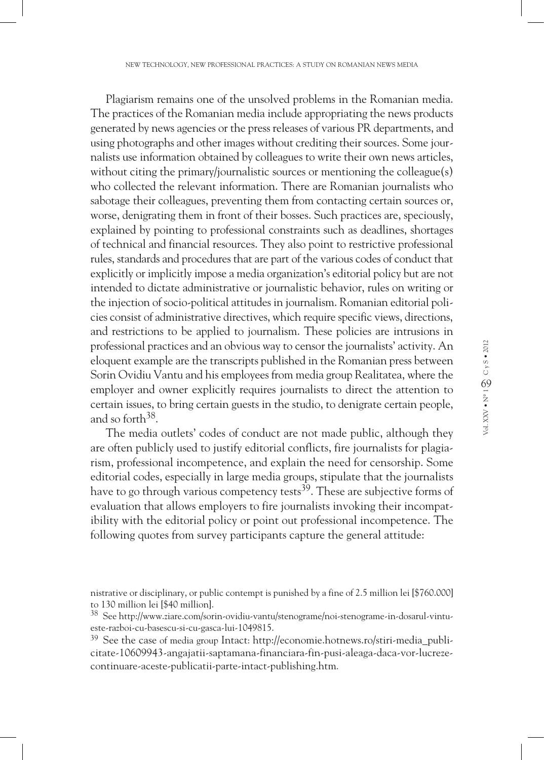Plagiarism remains one of the unsolved problems in the Romanian media. The practices of the Romanian media include appropriating the news products generated by news agencies or the press releases of various PR departments, and using photographs and other images without crediting their sources. Some journalists use information obtained by colleagues to write their own news articles, without citing the primary/journalistic sources or mentioning the colleague(s) who collected the relevant information. There are Romanian journalists who sabotage their colleagues, preventing them from contacting certain sources or, worse, denigrating them in front of their bosses. Such practices are, speciously, explained by pointing to professional constraints such as deadlines, shortages of technical and financial resources. They also point to restrictive professional rules, standards and procedures that are part of the various codes of conduct that explicitly or implicitly impose a media organization's editorial policy but are not intended to dictate administrative or journalistic behavior, rules on writing or the injection of socio-political attitudes in journalism. Romanian editorial policies consist of administrative directives, which require specific views, directions, and restrictions to be applied to journalism. These policies are intrusions in professional practices and an obvious way to censor the journalists' activity. An eloquent example are the transcripts published in the Romanian press between Sorin Ovidiu Vantu and his employees from media group Realitatea, where the employer and owner explicitly requires journalists to direct the attention to certain issues, to bring certain guests in the studio, to denigrate certain people, and so forth[38].

The media outlets' codes of conduct are not made public, although they are often publicly used to justify editorial conflicts, fire journalists for plagiarism, professional incompetence, and explain the need for censorship. Some editorial codes, especially in large media groups, stipulate that the journalists have to go through various competency tests[39]. These are subjective forms of evaluation that allows employers to fire journalists invoking their incompatibility with the editorial policy or point out professional incompetence. The following quotes from survey participants capture the general attitude:

nistrative or disciplinary, or public contempt is punished by a fine of 2.5 million lei [$760.000] to 130 million lei [$40 million].

[38] See http://www.ziare.com/sorin-ovidiu-vantu/stenograme/noi-stenograme-in-dosarul-vintu-este-razboi-cu-basescu-si-cu-gasca-lui-1049815.

[39] See the case of media group Intact: http://economie.hotnews.ro/stiri-media_publicitate-10609943-angajatii-saptamana-financiara-fin-pusi-aleaga-daca-vor-lucreze-continuare-aceste-publicatii-parte-intact-publishing.htm.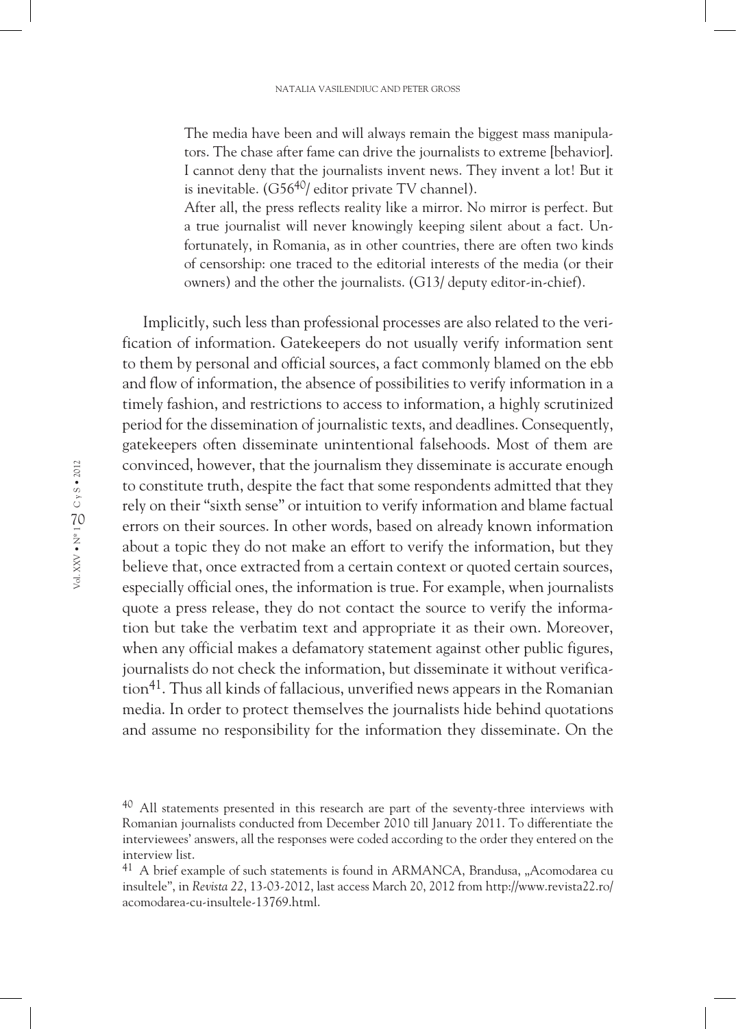> The media have been and will always remain the biggest mass manipulators. The chase after fame can drive the journalists to extreme [behavior]. I cannot deny that the journalists invent news. They invent a lot! But it is inevitable. (G56[40]/ editor private TV channel).
>
> After all, the press reflects reality like a mirror. No mirror is perfect. But a true journalist will never knowingly keeping silent about a fact. Unfortunately, in Romania, as in other countries, there are often two kinds of censorship: one traced to the editorial interests of the media (or their owners) and the other the journalists. (G13/ deputy editor-in-chief).

Implicitly, such less than professional processes are also related to the verification of information. Gatekeepers do not usually verify information sent to them by personal and official sources, a fact commonly blamed on the ebb and flow of information, the absence of possibilities to verify information in a timely fashion, and restrictions to access to information, a highly scrutinized period for the dissemination of journalistic texts, and deadlines. Consequently, gatekeepers often disseminate unintentional falsehoods. Most of them are convinced, however, that the journalism they disseminate is accurate enough to constitute truth, despite the fact that some respondents admitted that they rely on their "sixth sense" or intuition to verify information and blame factual errors on their sources. In other words, based on already known information about a topic they do not make an effort to verify the information, but they believe that, once extracted from a certain context or quoted certain sources, especially official ones, the information is true. For example, when journalists quote a press release, they do not contact the source to verify the information but take the verbatim text and appropriate it as their own. Moreover, when any official makes a defamatory statement against other public figures, journalists do not check the information, but disseminate it without verification[41]. Thus all kinds of fallacious, unverified news appears in the Romanian media. In order to protect themselves the journalists hide behind quotations and assume no responsibility for the information they disseminate. On the

[40] All statements presented in this research are part of the seventy-three interviews with Romanian journalists conducted from December 2010 till January 2011. To differentiate the interviewees' answers, all the responses were coded according to the order they entered on the interview list.

[41] A brief example of such statements is found in ARMANCA, Brandusa, „Acomodarea cu insultele", in *Revista 22*, 13-03-2012, last access March 20, 2012 from http://www.revista22.ro/acomodarea-cu-insultele-13769.html.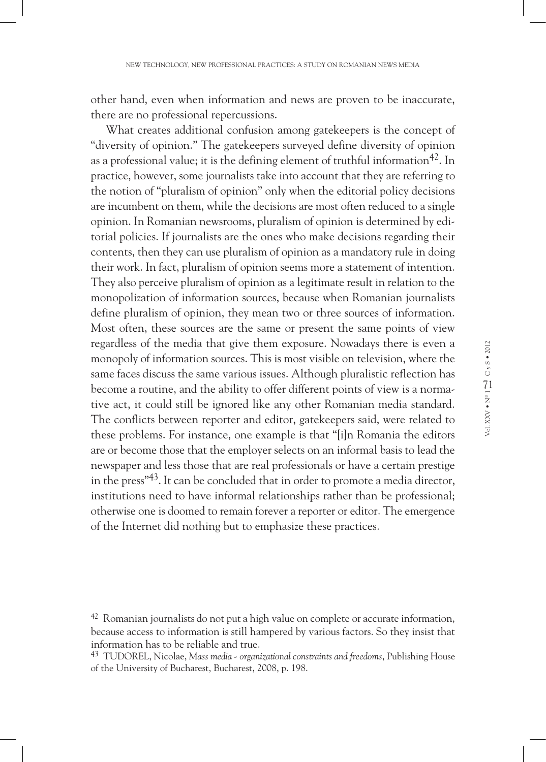other hand, even when information and news are proven to be inaccurate, there are no professional repercussions.

What creates additional confusion among gatekeepers is the concept of "diversity of opinion." The gatekeepers surveyed define diversity of opinion as a professional value; it is the defining element of truthful information[42]. In practice, however, some journalists take into account that they are referring to the notion of "pluralism of opinion" only when the editorial policy decisions are incumbent on them, while the decisions are most often reduced to a single opinion. In Romanian newsrooms, pluralism of opinion is determined by editorial policies. If journalists are the ones who make decisions regarding their contents, then they can use pluralism of opinion as a mandatory rule in doing their work. In fact, pluralism of opinion seems more a statement of intention. They also perceive pluralism of opinion as a legitimate result in relation to the monopolization of information sources, because when Romanian journalists define pluralism of opinion, they mean two or three sources of information. Most often, these sources are the same or present the same points of view regardless of the media that give them exposure. Nowadays there is even a monopoly of information sources. This is most visible on television, where the same faces discuss the same various issues. Although pluralistic reflection has become a routine, and the ability to offer different points of view is a normative act, it could still be ignored like any other Romanian media standard. The conflicts between reporter and editor, gatekeepers said, were related to these problems. For instance, one example is that "[i]n Romania the editors are or become those that the employer selects on an informal basis to lead the newspaper and less those that are real professionals or have a certain prestige in the press"[43]. It can be concluded that in order to promote a media director, institutions need to have informal relationships rather than be professional; otherwise one is doomed to remain forever a reporter or editor. The emergence of the Internet did nothing but to emphasize these practices.

---

[42] Romanian journalists do not put a high value on complete or accurate information, because access to information is still hampered by various factors. So they insist that information has to be reliable and true.

[43] TUDOREL, Nicolae, *Mass media - organizational constraints and freedoms*, Publishing House of the University of Bucharest, Bucharest, 2008, p. 198.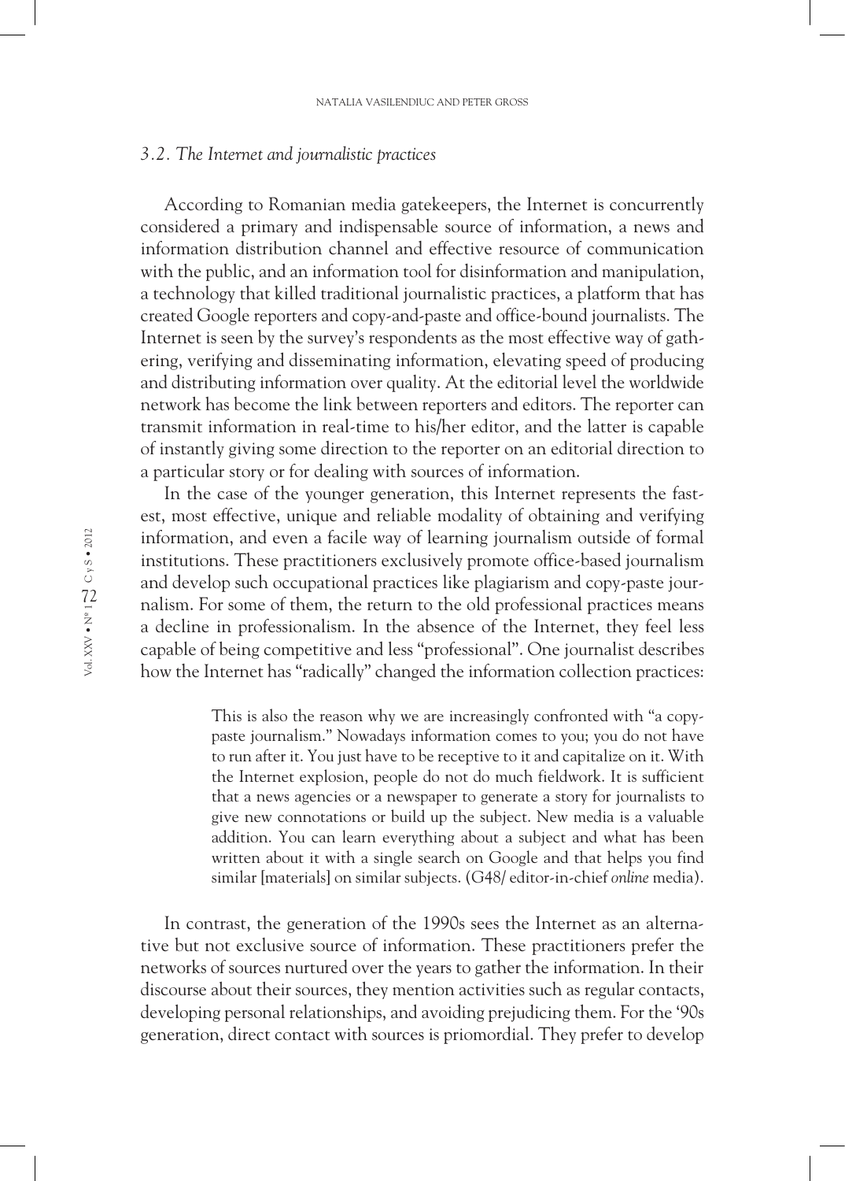### *3.2. The Internet and journalistic practices*

According to Romanian media gatekeepers, the Internet is concurrently considered a primary and indispensable source of information, a news and information distribution channel and effective resource of communication with the public, and an information tool for disinformation and manipulation, a technology that killed traditional journalistic practices, a platform that has created Google reporters and copy-and-paste and office-bound journalists. The Internet is seen by the survey's respondents as the most effective way of gathering, verifying and disseminating information, elevating speed of producing and distributing information over quality. At the editorial level the worldwide network has become the link between reporters and editors. The reporter can transmit information in real-time to his/her editor, and the latter is capable of instantly giving some direction to the reporter on an editorial direction to a particular story or for dealing with sources of information.

In the case of the younger generation, this Internet represents the fastest, most effective, unique and reliable modality of obtaining and verifying information, and even a facile way of learning journalism outside of formal institutions. These practitioners exclusively promote office-based journalism and develop such occupational practices like plagiarism and copy-paste journalism. For some of them, the return to the old professional practices means a decline in professionalism. In the absence of the Internet, they feel less capable of being competitive and less "professional". One journalist describes how the Internet has "radically" changed the information collection practices:

> This is also the reason why we are increasingly confronted with "a copy-paste journalism." Nowadays information comes to you; you do not have to run after it. You just have to be receptive to it and capitalize on it. With the Internet explosion, people do not do much fieldwork. It is sufficient that a news agencies or a newspaper to generate a story for journalists to give new connotations or build up the subject. New media is a valuable addition. You can learn everything about a subject and what has been written about it with a single search on Google and that helps you find similar [materials] on similar subjects. (G48/ editor-in-chief *online* media).

In contrast, the generation of the 1990s sees the Internet as an alternative but not exclusive source of information. These practitioners prefer the networks of sources nurtured over the years to gather the information. In their discourse about their sources, they mention activities such as regular contacts, developing personal relationships, and avoiding prejudicing them. For the '90s generation, direct contact with sources is priomordial. They prefer to develop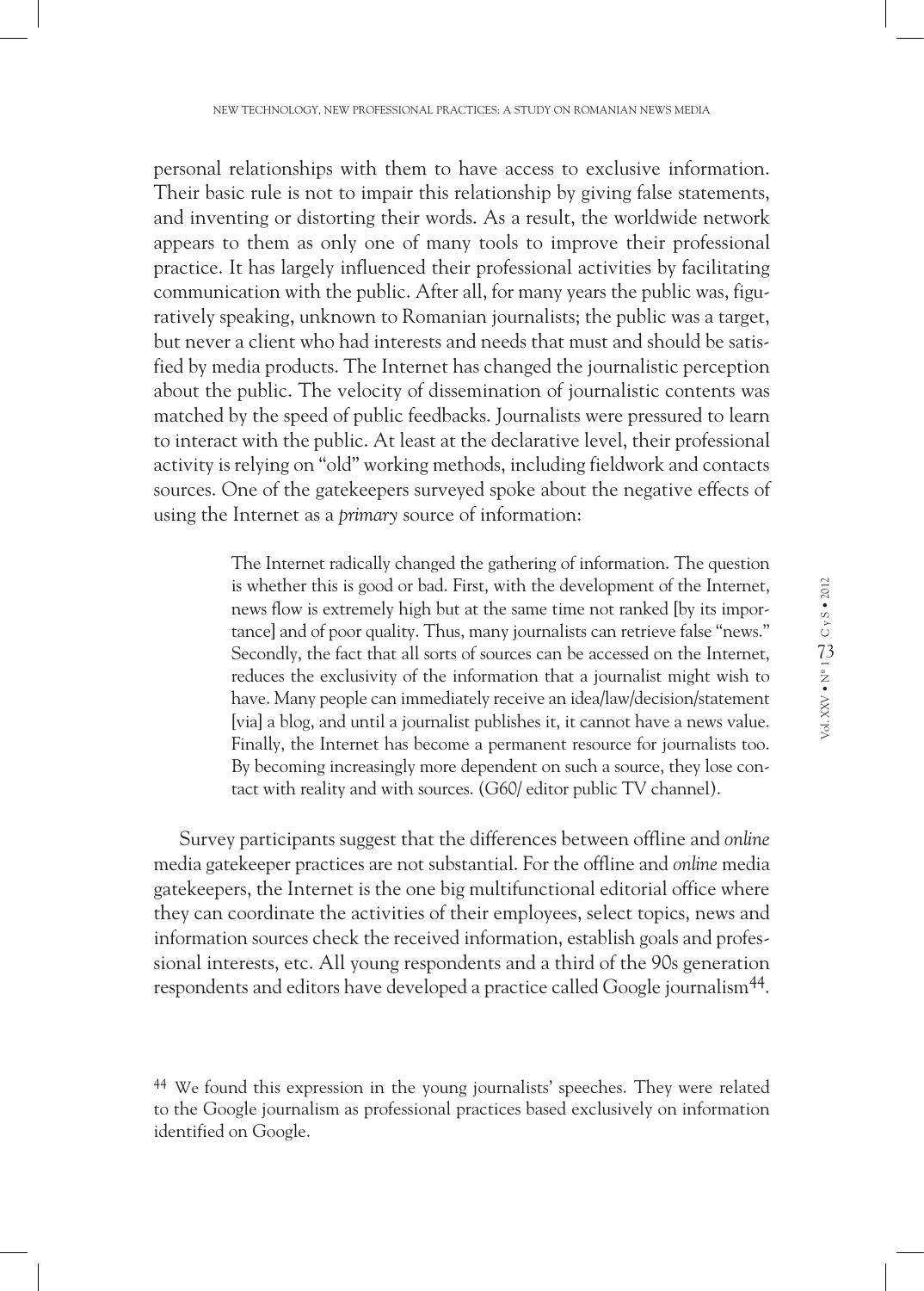personal relationships with them to have access to exclusive information. Their basic rule is not to impair this relationship by giving false statements, and inventing or distorting their words. As a result, the worldwide network appears to them as only one of many tools to improve their professional practice. It has largely influenced their professional activities by facilitating communication with the public. After all, for many years the public was, figuratively speaking, unknown to Romanian journalists; the public was a target, but never a client who had interests and needs that must and should be satisfied by media products. The Internet has changed the journalistic perception about the public. The velocity of dissemination of journalistic contents was matched by the speed of public feedbacks. Journalists were pressured to learn to interact with the public. At least at the declarative level, their professional activity is relying on "old" working methods, including fieldwork and contacts sources. One of the gatekeepers surveyed spoke about the negative effects of using the Internet as a *primary* source of information:

> The Internet radically changed the gathering of information. The question is whether this is good or bad. First, with the development of the Internet, news flow is extremely high but at the same time not ranked [by its importance] and of poor quality. Thus, many journalists can retrieve false "news." Secondly, the fact that all sorts of sources can be accessed on the Internet, reduces the exclusivity of the information that a journalist might wish to have. Many people can immediately receive an idea/law/decision/statement [via] a blog, and until a journalist publishes it, it cannot have a news value. Finally, the Internet has become a permanent resource for journalists too. By becoming increasingly more dependent on such a source, they lose contact with reality and with sources. (G60/ editor public TV channel).

Survey participants suggest that the differences between offline and *online* media gatekeeper practices are not substantial. For the offline and *online* media gatekeepers, the Internet is the one big multifunctional editorial office where they can coordinate the activities of their employees, select topics, news and information sources check the received information, establish goals and professional interests, etc. All young respondents and a third of the 90s generation respondents and editors have developed a practice called Google journalism[44].

[44] We found this expression in the young journalists' speeches. They were related to the Google journalism as professional practices based exclusively on information identified on Google.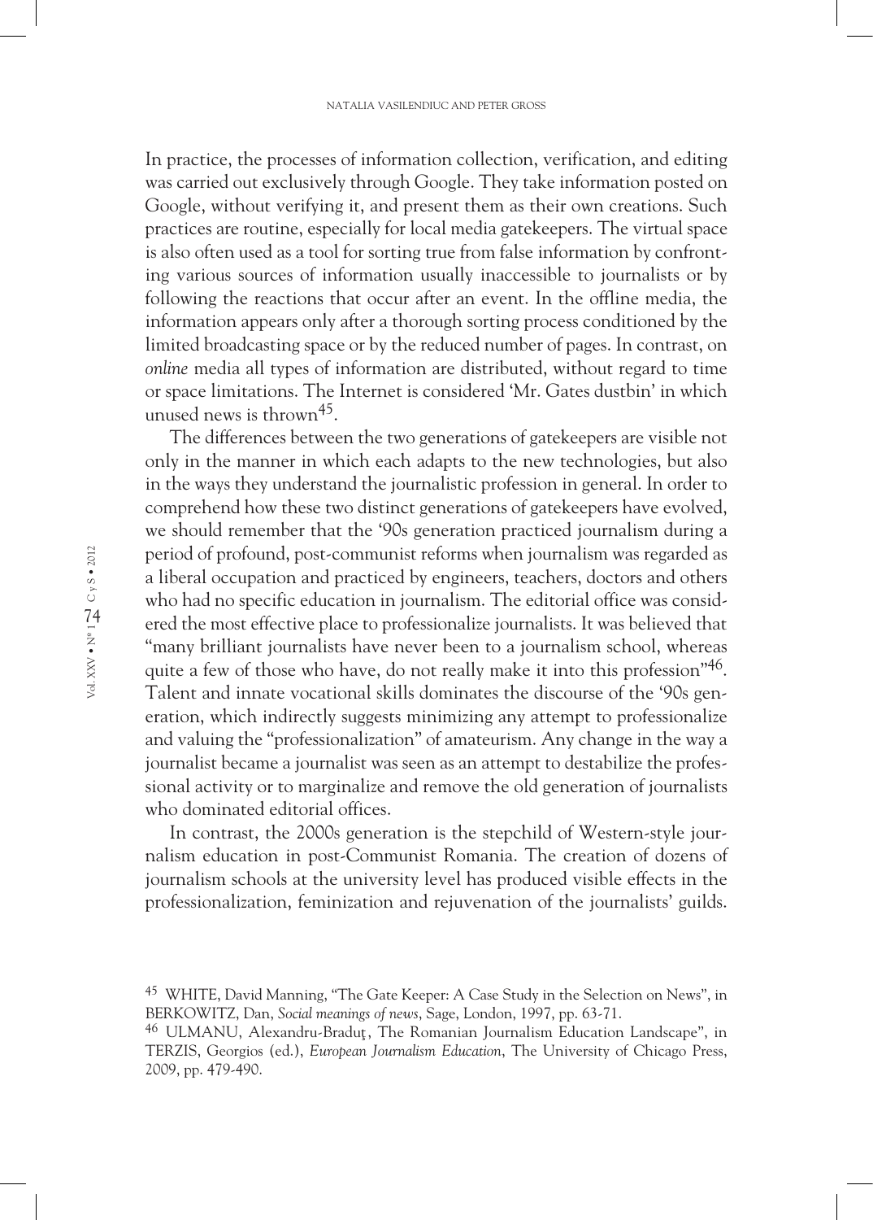In practice, the processes of information collection, verification, and editing was carried out exclusively through Google. They take information posted on Google, without verifying it, and present them as their own creations. Such practices are routine, especially for local media gatekeepers. The virtual space is also often used as a tool for sorting true from false information by confronting various sources of information usually inaccessible to journalists or by following the reactions that occur after an event. In the offline media, the information appears only after a thorough sorting process conditioned by the limited broadcasting space or by the reduced number of pages. In contrast, on *online* media all types of information are distributed, without regard to time or space limitations. The Internet is considered 'Mr. Gates dustbin' in which unused news is thrown[45].

The differences between the two generations of gatekeepers are visible not only in the manner in which each adapts to the new technologies, but also in the ways they understand the journalistic profession in general. In order to comprehend how these two distinct generations of gatekeepers have evolved, we should remember that the '90s generation practiced journalism during a period of profound, post-communist reforms when journalism was regarded as a liberal occupation and practiced by engineers, teachers, doctors and others who had no specific education in journalism. The editorial office was considered the most effective place to professionalize journalists. It was believed that "many brilliant journalists have never been to a journalism school, whereas quite a few of those who have, do not really make it into this profession"[46]. Talent and innate vocational skills dominates the discourse of the '90s generation, which indirectly suggests minimizing any attempt to professionalize and valuing the "professionalization" of amateurism. Any change in the way a journalist became a journalist was seen as an attempt to destabilize the professional activity or to marginalize and remove the old generation of journalists who dominated editorial offices.

In contrast, the 2000s generation is the stepchild of Western-style journalism education in post-Communist Romania. The creation of dozens of journalism schools at the university level has produced visible effects in the professionalization, feminization and rejuvenation of the journalists' guilds.

---

[45] WHITE, David Manning, "The Gate Keeper: A Case Study in the Selection on News", in BERKOWITZ, Dan, *Social meanings of news*, Sage, London, 1997, pp. 63-71.

[46] ULMANU, Alexandru-Braduţ, The Romanian Journalism Education Landscape", in TERZIS, Georgios (ed.), *European Journalism Education*, The University of Chicago Press, 2009, pp. 479-490.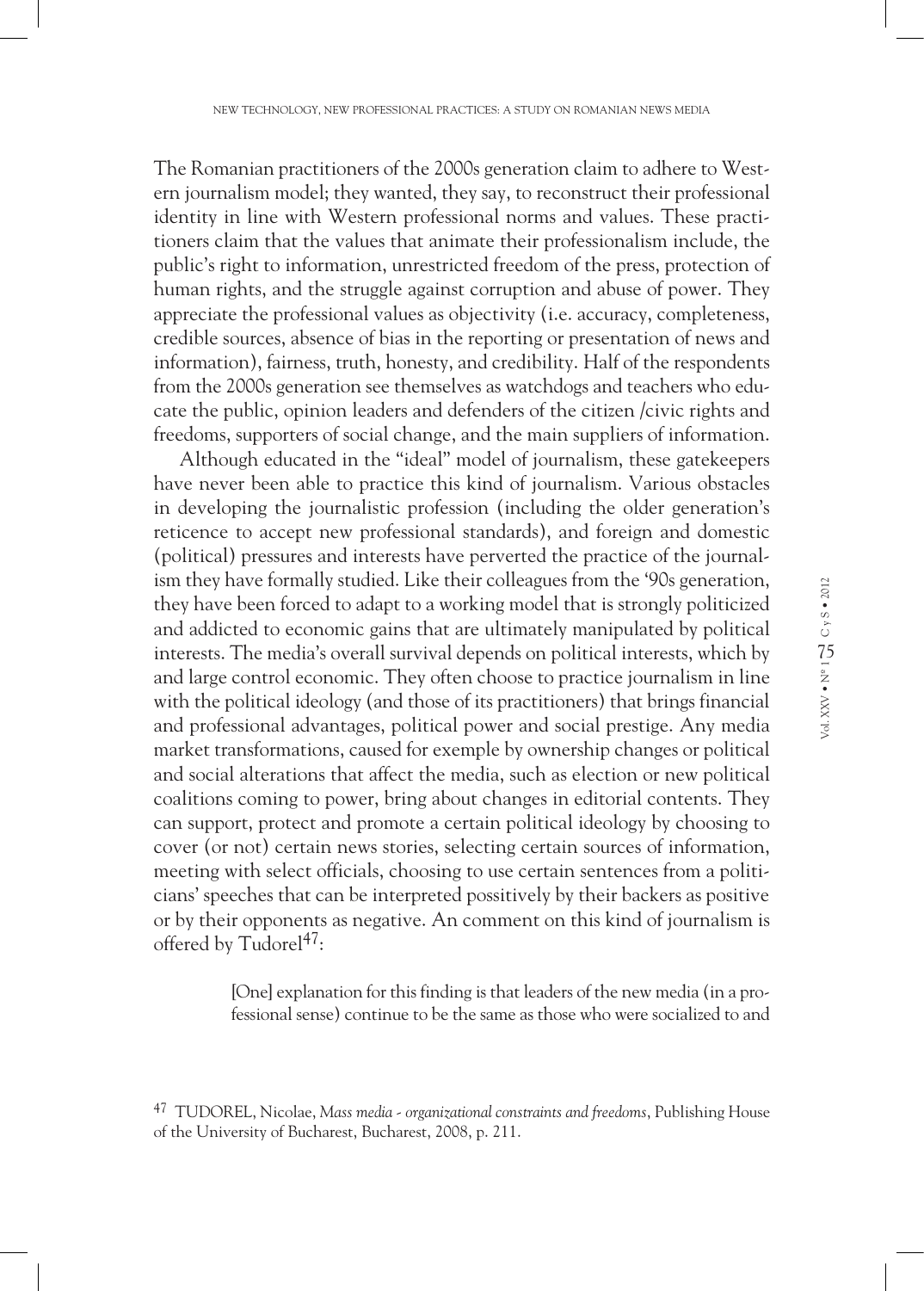The Romanian practitioners of the 2000s generation claim to adhere to Western journalism model; they wanted, they say, to reconstruct their professional identity in line with Western professional norms and values. These practitioners claim that the values that animate their professionalism include, the public's right to information, unrestricted freedom of the press, protection of human rights, and the struggle against corruption and abuse of power. They appreciate the professional values as objectivity (i.e. accuracy, completeness, credible sources, absence of bias in the reporting or presentation of news and information), fairness, truth, honesty, and credibility. Half of the respondents from the 2000s generation see themselves as watchdogs and teachers who educate the public, opinion leaders and defenders of the citizen /civic rights and freedoms, supporters of social change, and the main suppliers of information.

Although educated in the "ideal" model of journalism, these gatekeepers have never been able to practice this kind of journalism. Various obstacles in developing the journalistic profession (including the older generation's reticence to accept new professional standards), and foreign and domestic (political) pressures and interests have perverted the practice of the journalism they have formally studied. Like their colleagues from the '90s generation, they have been forced to adapt to a working model that is strongly politicized and addicted to economic gains that are ultimately manipulated by political interests. The media's overall survival depends on political interests, which by and large control economic. They often choose to practice journalism in line with the political ideology (and those of its practitioners) that brings financial and professional advantages, political power and social prestige. Any media market transformations, caused for exemple by ownership changes or political and social alterations that affect the media, such as election or new political coalitions coming to power, bring about changes in editorial contents. They can support, protect and promote a certain political ideology by choosing to cover (or not) certain news stories, selecting certain sources of information, meeting with select officials, choosing to use certain sentences from a politicians' speeches that can be interpreted possitively by their backers as positive or by their opponents as negative. An comment on this kind of journalism is offered by Tudorel[47]:

> [One] explanation for this finding is that leaders of the new media (in a professional sense) continue to be the same as those who were socialized to and

[47] TUDOREL, Nicolae, *Mass media - organizational constraints and freedoms*, Publishing House of the University of Bucharest, Bucharest, 2008, p. 211.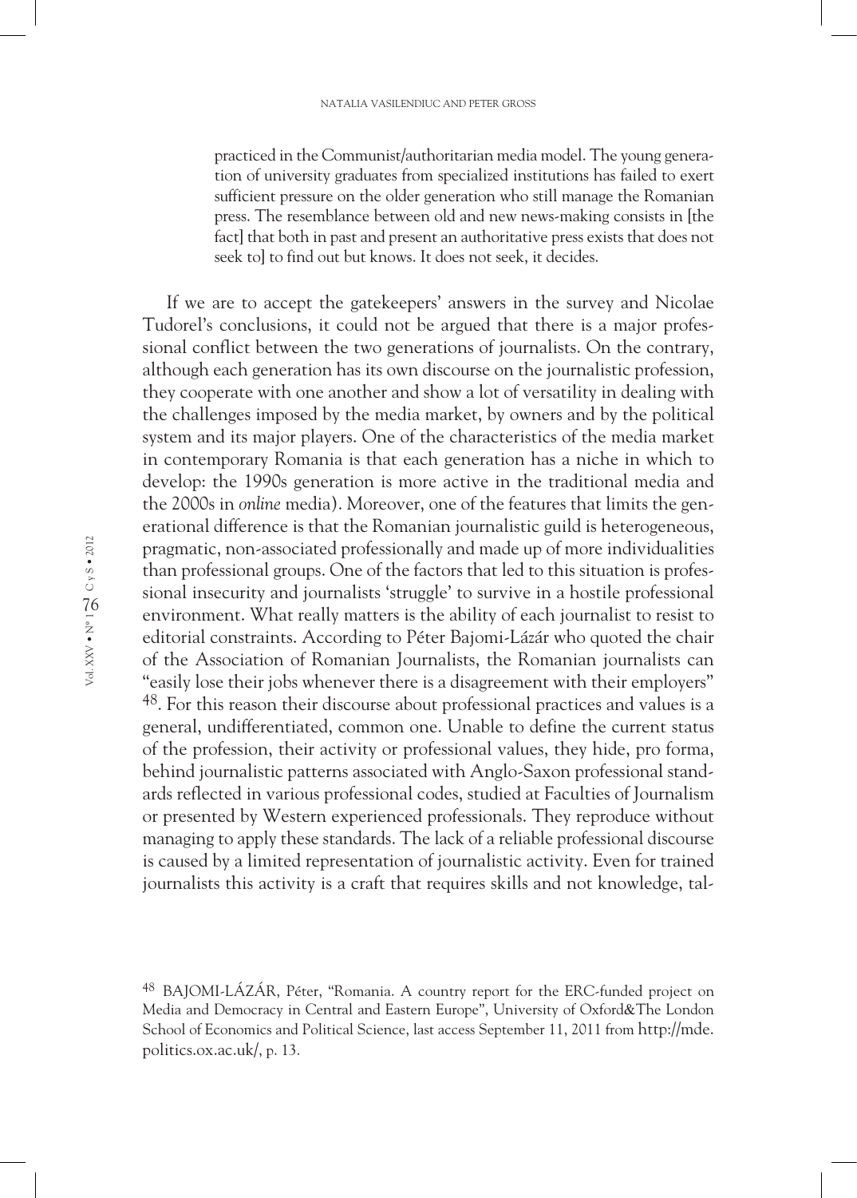> practiced in the Communist/authoritarian media model. The young generation of university graduates from specialized institutions has failed to exert sufficient pressure on the older generation who still manage the Romanian press. The resemblance between old and new news-making consists in [the fact] that both in past and present an authoritative press exists that does not seek to] to find out but knows. It does not seek, it decides.

If we are to accept the gatekeepers' answers in the survey and Nicolae Tudorel's conclusions, it could not be argued that there is a major professional conflict between the two generations of journalists. On the contrary, although each generation has its own discourse on the journalistic profession, they cooperate with one another and show a lot of versatility in dealing with the challenges imposed by the media market, by owners and by the political system and its major players. One of the characteristics of the media market in contemporary Romania is that each generation has a niche in which to develop: the 1990s generation is more active in the traditional media and the 2000s in *online* media). Moreover, one of the features that limits the generational difference is that the Romanian journalistic guild is heterogeneous, pragmatic, non-associated professionally and made up of more individualities than professional groups. One of the factors that led to this situation is professional insecurity and journalists 'struggle' to survive in a hostile professional environment. What really matters is the ability of each journalist to resist to editorial constraints. According to Péter Bajomi-Lázár who quoted the chair of the Association of Romanian Journalists, the Romanian journalists can "easily lose their jobs whenever there is a disagreement with their employers" [48]. For this reason their discourse about professional practices and values is a general, undifferentiated, common one. Unable to define the current status of the profession, their activity or professional values, they hide, pro forma, behind journalistic patterns associated with Anglo-Saxon professional standards reflected in various professional codes, studied at Faculties of Journalism or presented by Western experienced professionals. They reproduce without managing to apply these standards. The lack of a reliable professional discourse is caused by a limited representation of journalistic activity. Even for trained journalists this activity is a craft that requires skills and not knowledge, tal-

---

[48] BAJOMI-LÁZÁR, Péter, "Romania. A country report for the ERC-funded project on Media and Democracy in Central and Eastern Europe", University of Oxford&The London School of Economics and Political Science, last access September 11, 2011 from http://mde.politics.ox.ac.uk/, p. 13.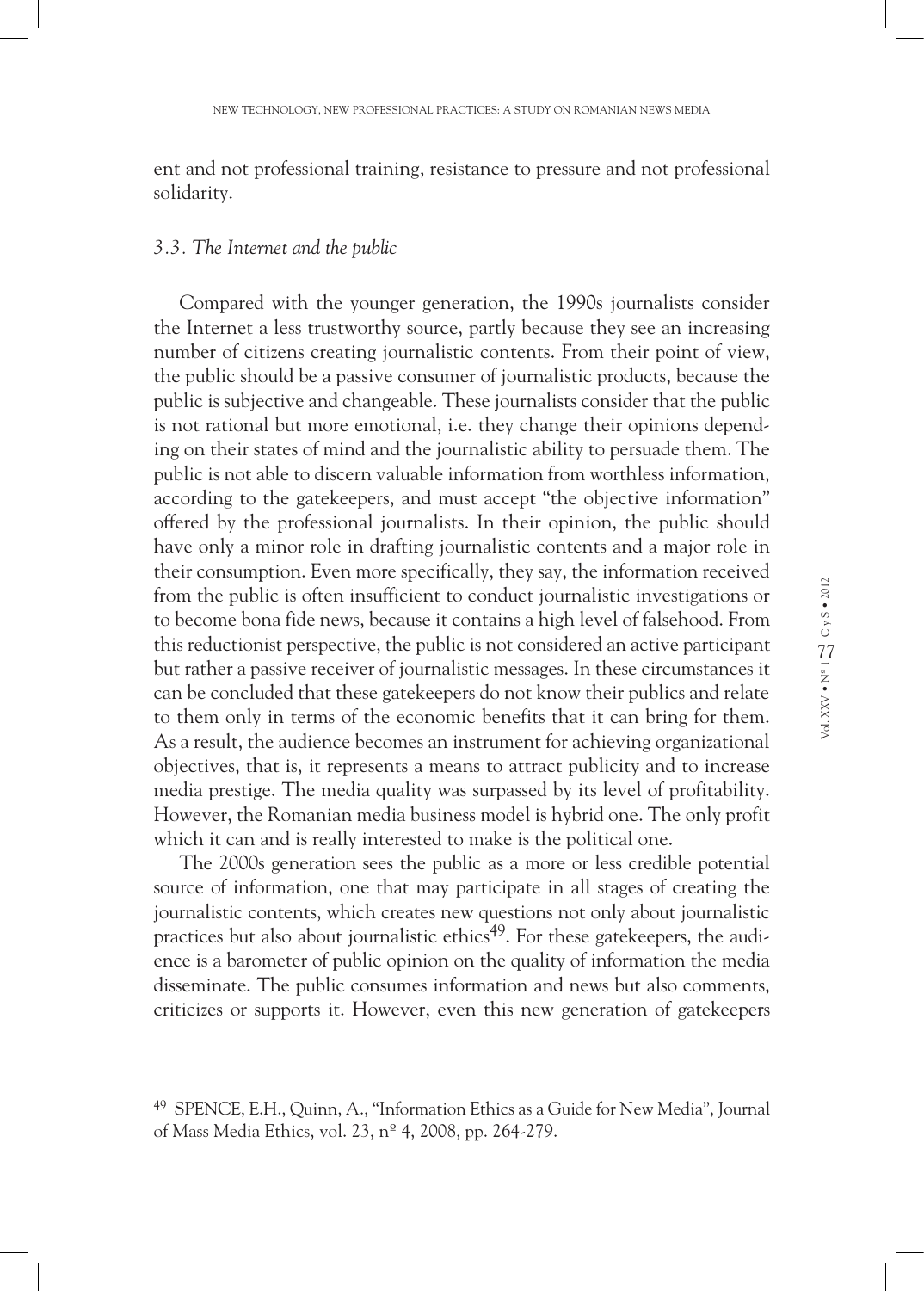ent and not professional training, resistance to pressure and not professional solidarity.

### *3.3. The Internet and the public*

Compared with the younger generation, the 1990s journalists consider the Internet a less trustworthy source, partly because they see an increasing number of citizens creating journalistic contents. From their point of view, the public should be a passive consumer of journalistic products, because the public is subjective and changeable. These journalists consider that the public is not rational but more emotional, i.e. they change their opinions depending on their states of mind and the journalistic ability to persuade them. The public is not able to discern valuable information from worthless information, according to the gatekeepers, and must accept "the objective information" offered by the professional journalists. In their opinion, the public should have only a minor role in drafting journalistic contents and a major role in their consumption. Even more specifically, they say, the information received from the public is often insufficient to conduct journalistic investigations or to become bona fide news, because it contains a high level of falsehood. From this reductionist perspective, the public is not considered an active participant but rather a passive receiver of journalistic messages. In these circumstances it can be concluded that these gatekeepers do not know their publics and relate to them only in terms of the economic benefits that it can bring for them. As a result, the audience becomes an instrument for achieving organizational objectives, that is, it represents a means to attract publicity and to increase media prestige. The media quality was surpassed by its level of profitability. However, the Romanian media business model is hybrid one. The only profit which it can and is really interested to make is the political one.

The 2000s generation sees the public as a more or less credible potential source of information, one that may participate in all stages of creating the journalistic contents, which creates new questions not only about journalistic practices but also about journalistic ethics[49]. For these gatekeepers, the audience is a barometer of public opinion on the quality of information the media disseminate. The public consumes information and news but also comments, criticizes or supports it. However, even this new generation of gatekeepers

[49] SPENCE, E.H., Quinn, A., "Information Ethics as a Guide for New Media", Journal of Mass Media Ethics, vol. 23, nº 4, 2008, pp. 264-279.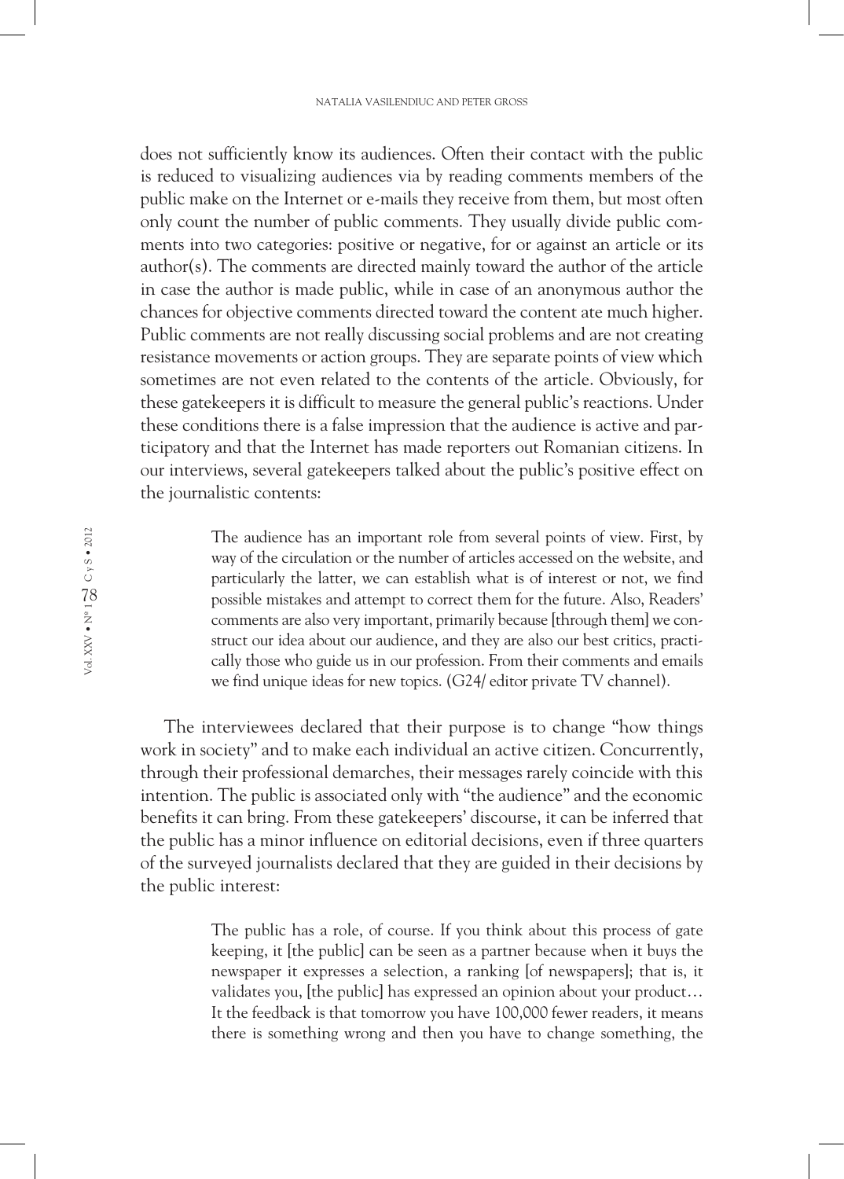does not sufficiently know its audiences. Often their contact with the public is reduced to visualizing audiences via by reading comments members of the public make on the Internet or e-mails they receive from them, but most often only count the number of public comments. They usually divide public comments into two categories: positive or negative, for or against an article or its author(s). The comments are directed mainly toward the author of the article in case the author is made public, while in case of an anonymous author the chances for objective comments directed toward the content ate much higher. Public comments are not really discussing social problems and are not creating resistance movements or action groups. They are separate points of view which sometimes are not even related to the contents of the article. Obviously, for these gatekeepers it is difficult to measure the general public's reactions. Under these conditions there is a false impression that the audience is active and participatory and that the Internet has made reporters out Romanian citizens. In our interviews, several gatekeepers talked about the public's positive effect on the journalistic contents:

> The audience has an important role from several points of view. First, by way of the circulation or the number of articles accessed on the website, and particularly the latter, we can establish what is of interest or not, we find possible mistakes and attempt to correct them for the future. Also, Readers' comments are also very important, primarily because [through them] we construct our idea about our audience, and they are also our best critics, practically those who guide us in our profession. From their comments and emails we find unique ideas for new topics. (G24/ editor private TV channel).

The interviewees declared that their purpose is to change "how things work in society" and to make each individual an active citizen. Concurrently, through their professional demarches, their messages rarely coincide with this intention. The public is associated only with "the audience" and the economic benefits it can bring. From these gatekeepers' discourse, it can be inferred that the public has a minor influence on editorial decisions, even if three quarters of the surveyed journalists declared that they are guided in their decisions by the public interest:

> The public has a role, of course. If you think about this process of gate keeping, it [the public] can be seen as a partner because when it buys the newspaper it expresses a selection, a ranking [of newspapers]; that is, it validates you, [the public] has expressed an opinion about your product… It the feedback is that tomorrow you have 100,000 fewer readers, it means there is something wrong and then you have to change something, the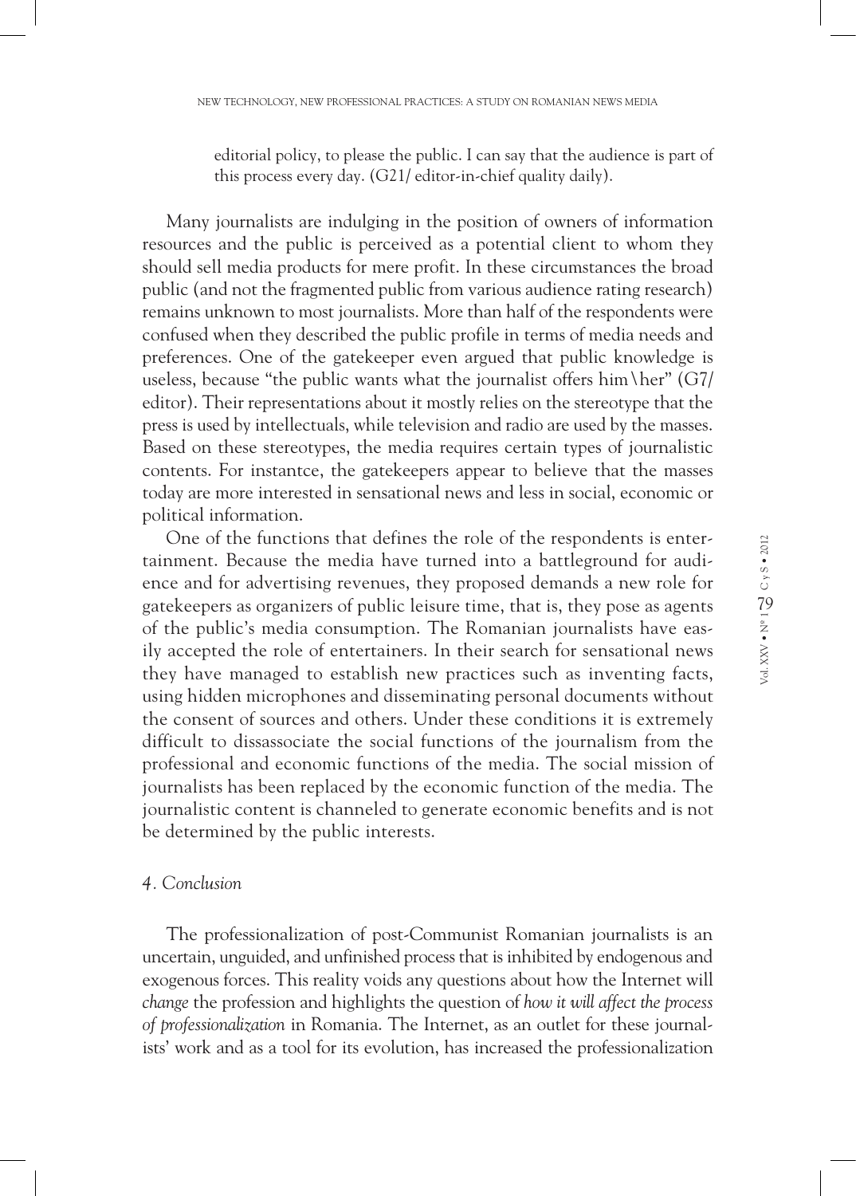editorial policy, to please the public. I can say that the audience is part of this process every day. (G21/ editor-in-chief quality daily).

Many journalists are indulging in the position of owners of information resources and the public is perceived as a potential client to whom they should sell media products for mere profit. In these circumstances the broad public (and not the fragmented public from various audience rating research) remains unknown to most journalists. More than half of the respondents were confused when they described the public profile in terms of media needs and preferences. One of the gatekeeper even argued that public knowledge is useless, because "the public wants what the journalist offers him\her" (G7/ editor). Their representations about it mostly relies on the stereotype that the press is used by intellectuals, while television and radio are used by the masses. Based on these stereotypes, the media requires certain types of journalistic contents. For instantce, the gatekeepers appear to believe that the masses today are more interested in sensational news and less in social, economic or political information.

One of the functions that defines the role of the respondents is entertainment. Because the media have turned into a battleground for audience and for advertising revenues, they proposed demands a new role for gatekeepers as organizers of public leisure time, that is, they pose as agents of the public's media consumption. The Romanian journalists have easily accepted the role of entertainers. In their search for sensational news they have managed to establish new practices such as inventing facts, using hidden microphones and disseminating personal documents without the consent of sources and others. Under these conditions it is extremely difficult to dissassociate the social functions of the journalism from the professional and economic functions of the media. The social mission of journalists has been replaced by the economic function of the media. The journalistic content is channeled to generate economic benefits and is not be determined by the public interests.

## *4. Conclusion*

The professionalization of post-Communist Romanian journalists is an uncertain, unguided, and unfinished process that is inhibited by endogenous and exogenous forces. This reality voids any questions about how the Internet will *change* the profession and highlights the question of *how it will affect the process of professionalization* in Romania. The Internet, as an outlet for these journalists' work and as a tool for its evolution, has increased the professionalization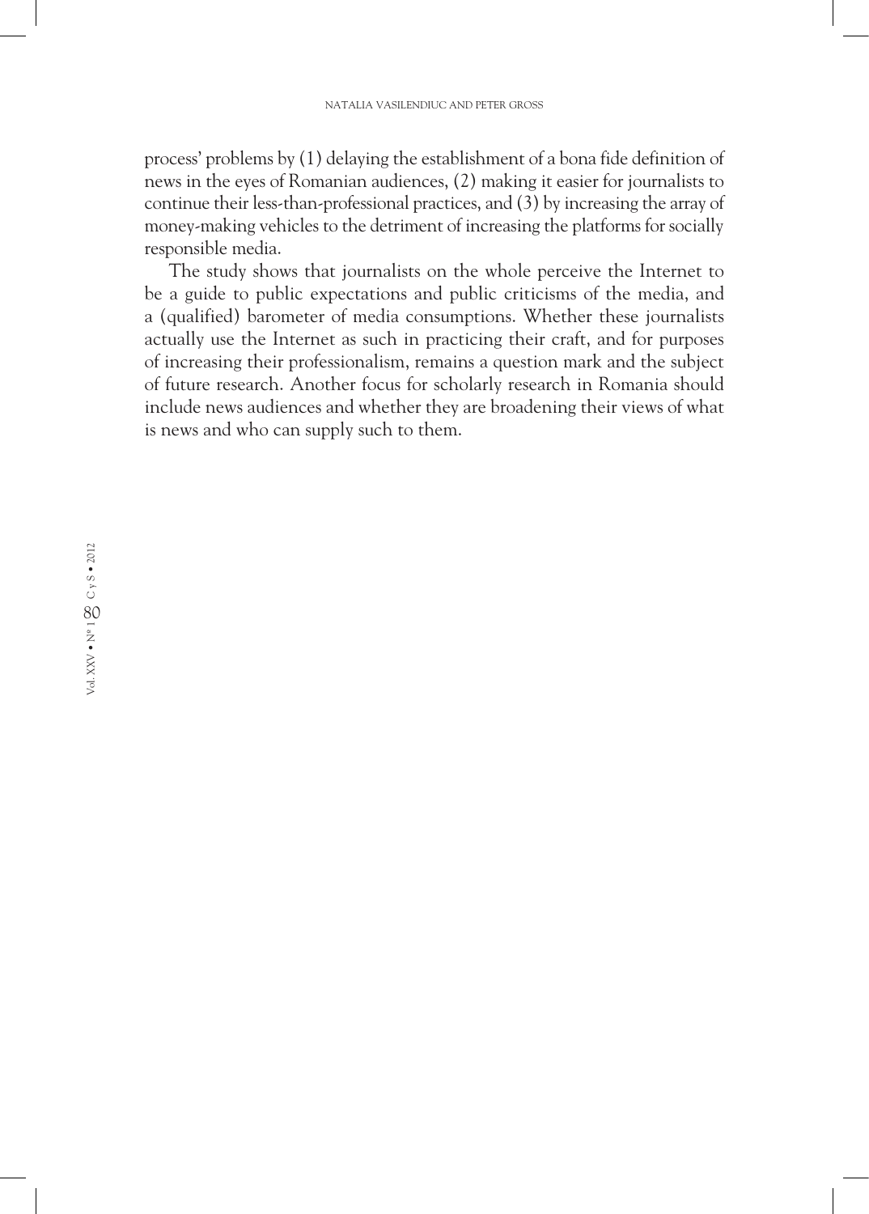process' problems by (1) delaying the establishment of a bona fide definition of news in the eyes of Romanian audiences, (2) making it easier for journalists to continue their less-than-professional practices, and (3) by increasing the array of money-making vehicles to the detriment of increasing the platforms for socially responsible media.

The study shows that journalists on the whole perceive the Internet to be a guide to public expectations and public criticisms of the media, and a (qualified) barometer of media consumptions. Whether these journalists actually use the Internet as such in practicing their craft, and for purposes of increasing their professionalism, remains a question mark and the subject of future research. Another focus for scholarly research in Romania should include news audiences and whether they are broadening their views of what is news and who can supply such to them.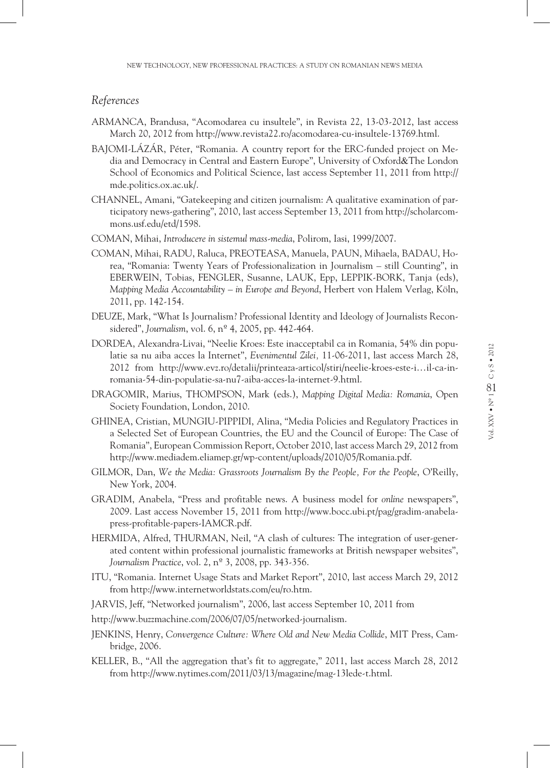## *References*

ARMANCA, Brandusa, "Acomodarea cu insultele", in Revista 22, 13-03-2012, last access March 20, 2012 from http://www.revista22.ro/acomodarea-cu-insultele-13769.html.

BAJOMI-LÁZÁR, Péter, "Romania. A country report for the ERC-funded project on Media and Democracy in Central and Eastern Europe", University of Oxford&The London School of Economics and Political Science, last access September 11, 2011 from http://mde.politics.ox.ac.uk/.

CHANNEL, Amani, "Gatekeeping and citizen journalism: A qualitative examination of participatory news-gathering", 2010, last access September 13, 2011 from http://scholarcommons.usf.edu/etd/1598.

COMAN, Mihai, *Introducere in sistemul mass-media*, Polirom, Iasi, 1999/2007.

COMAN, Mihai, RADU, Raluca, PREOTEASA, Manuela, PAUN, Mihaela, BADAU, Horea, "Romania: Twenty Years of Professionalization in Journalism – still Counting", in EBERWEIN, Tobias, FENGLER, Susanne, LAUK, Epp, LEPPIK-BORK, Tanja (eds), *Mapping Media Accountability – in Europe and Beyond*, Herbert von Halem Verlag, Köln, 2011, pp. 142-154.

DEUZE, Mark, "What Is Journalism? Professional Identity and Ideology of Journalists Reconsidered", *Journalism*, vol. 6, nº 4, 2005, pp. 442-464.

DORDEA, Alexandra-Livai, "Neelie Kroes: Este inacceptabil ca in Romania, 54% din populatie sa nu aiba acces la Internet", *Evenimentul Zilei,* 11-06-2011, last access March 28, 2012 from http://www.evz.ro/detalii/printeaza-articol/stiri/neelie-kroes-este-i…il-ca-in-romania-54-din-populatie-sa-nu7-aiba-acces-la-internet-9.html.

DRAGOMIR, Marius, THOMPSON, Mark (eds.), *Mapping Digital Media: Romania*, Open Society Foundation, London, 2010.

GHINEA, Cristian, MUNGIU-PIPPIDI, Alina, "Media Policies and Regulatory Practices in a Selected Set of European Countries, the EU and the Council of Europe: The Case of Romania", European Commission Report, October 2010, last access March 29, 2012 from http://www.mediadem.eliamep.gr/wp-content/uploads/2010/05/Romania.pdf.

GILMOR, Dan, *We the Media: Grassroots Journalism By the People, For the People*, O'Reilly, New York, 2004.

GRADIM, Anabela, "Press and profitable news. A business model for *online* newspapers", 2009. Last access November 15, 2011 from http://www.bocc.ubi.pt/pag/gradim-anabela-press-profitable-papers-IAMCR.pdf.

HERMIDA, Alfred, THURMAN, Neil, "A clash of cultures: The integration of user-generated content within professional journalistic frameworks at British newspaper websites", *Journalism Practice*, vol. 2, nº 3, 2008, pp. 343-356.

ITU, "Romania. Internet Usage Stats and Market Report", 2010, last access March 29, 2012 from http://www.internetworldstats.com/eu/ro.htm.

JARVIS, Jeff, "Networked journalism", 2006, last access September 10, 2011 from

http://www.buzzmachine.com/2006/07/05/networked-journalism.

JENKINS, Henry, *Convergence Culture: Where Old and New Media Collide*, MIT Press, Cambridge, 2006.

KELLER, B., "All the aggregation that's fit to aggregate," 2011, last access March 28, 2012 from http://www.nytimes.com/2011/03/13/magazine/mag-13lede-t.html.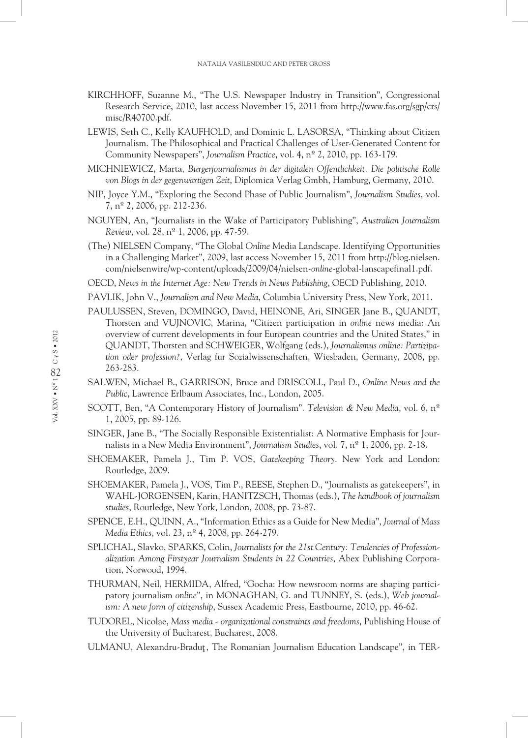KIRCHHOFF, Suzanne M., "The U.S. Newspaper Industry in Transition", Congressional Research Service, 2010, last access November 15, 2011 from http://www.fas.org/sgp/crs/misc/R40700.pdf.

LEWIS, Seth C., Kelly KAUFHOLD, and Dominic L. LASORSA, "Thinking about Citizen Journalism. The Philosophical and Practical Challenges of User-Generated Content for Community Newspapers", *Journalism Practice*, vol. 4, nº 2, 2010, pp. 163-179.

MICHNIEWICZ, Marta, *Burgerjournalismus in der digitalen Offentlichkeit. Die politische Rolle von Blogs in der gegenwartigen Zeit*, Diplomica Verlag Gmbh, Hamburg, Germany, 2010.

NIP, Joyce Y.M., "Exploring the Second Phase of Public Journalism", *Journalism Studies*, vol. 7, nº 2, 2006, pp. 212-236.

NGUYEN, An, "Journalists in the Wake of Participatory Publishing", *Australian Journalism Review*, vol. 28, nº 1, 2006, pp. 47-59.

(The) NIELSEN Company, "The Global *Online* Media Landscape. Identifying Opportunities in a Challenging Market", 2009, last access November 15, 2011 from http://blog.nielsen.com/nielsenwire/wp-content/uploads/2009/04/nielsen-*online*-global-lanscapefinal1.pdf.

OECD, *News in the Internet Age: New Trends in News Publishing*, OECD Publishing, 2010.

PAVLIK, John V., *Journalism and New Media*, Columbia University Press, New York, 2011.

PAULUSSEN, Steven, DOMINGO, David, HEINONE, Ari, SINGER Jane B., QUANDT, Thorsten and VUJNOVIC, Marina, "Citizen participation in *online* news media: An overview of current developments in four European countries and the United States," in QUANDT, Thorsten and SCHWEIGER, Wolfgang (eds.), *Journalismus online: Partizipation oder profession?*, Verlag fur Sozialwissenschaften, Wiesbaden, Germany, 2008, pp. 263-283.

SALWEN, Michael B., GARRISON, Bruce and DRISCOLL, Paul D., *Online News and the Public*, Lawrence Erlbaum Associates, Inc., London, 2005.

SCOTT, Ben, "A Contemporary History of Journalism". *Television & New Media*, vol. 6, nº 1, 2005, pp. 89-126.

SINGER, Jane B., "The Socially Responsible Existentialist: A Normative Emphasis for Journalists in a New Media Environment", *Journalism Studies*, vol. 7, nº 1, 2006, pp. 2-18.

SHOEMAKER, Pamela J., Tim P. VOS, *Gatekeeping Theory*. New York and London: Routledge, 2009.

SHOEMAKER, Pamela J., VOS, Tim P., REESE, Stephen D., "Journalists as gatekeepers", in WAHL-JORGENSEN, Karin, HANITZSCH, Thomas (eds.), *The handbook of journalism studies*, Routledge, New York, London, 2008, pp. 73-87.

SPENCE, E.H., QUINN, A., "Information Ethics as a Guide for New Media", *Journal of Mass Media Ethics*, vol. 23, nº 4, 2008, pp. 264-279.

SPLICHAL, Slavko, SPARKS, Colin, *Journalists for the 21st Century: Tendencies of Professionalization Among Firstyear Journalism Students in 22 Countries*, Abex Publishing Corporation, Norwood, 1994.

THURMAN, Neil, HERMIDA, Alfred, "Gocha: How newsroom norms are shaping participatory journalism *online*", in MONAGHAN, G. and TUNNEY, S. (eds.), *Web journalism: A new form of citizenship*, Sussex Academic Press, Eastbourne, 2010, pp. 46-62.

TUDOREL, Nicolae, *Mass media - organizational constraints and freedoms*, Publishing House of the University of Bucharest, Bucharest, 2008.

ULMANU, Alexandru-Braduţ, The Romanian Journalism Education Landscape", in TER-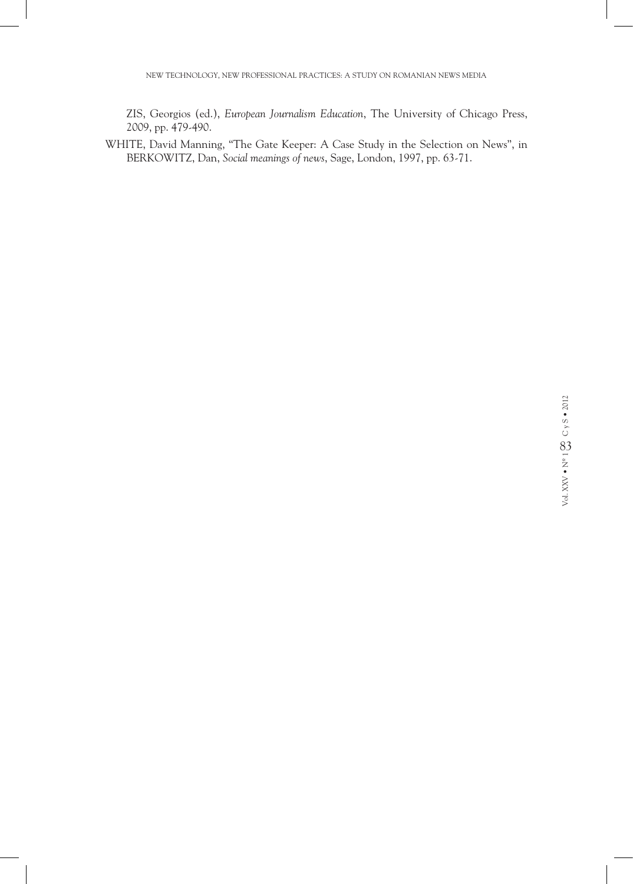ZIS, Georgios (ed.), *European Journalism Education*, The University of Chicago Press, 2009, pp. 479-490.

WHITE, David Manning, "The Gate Keeper: A Case Study in the Selection on News", in BERKOWITZ, Dan, *Social meanings of news*, Sage, London, 1997, pp. 63-71.